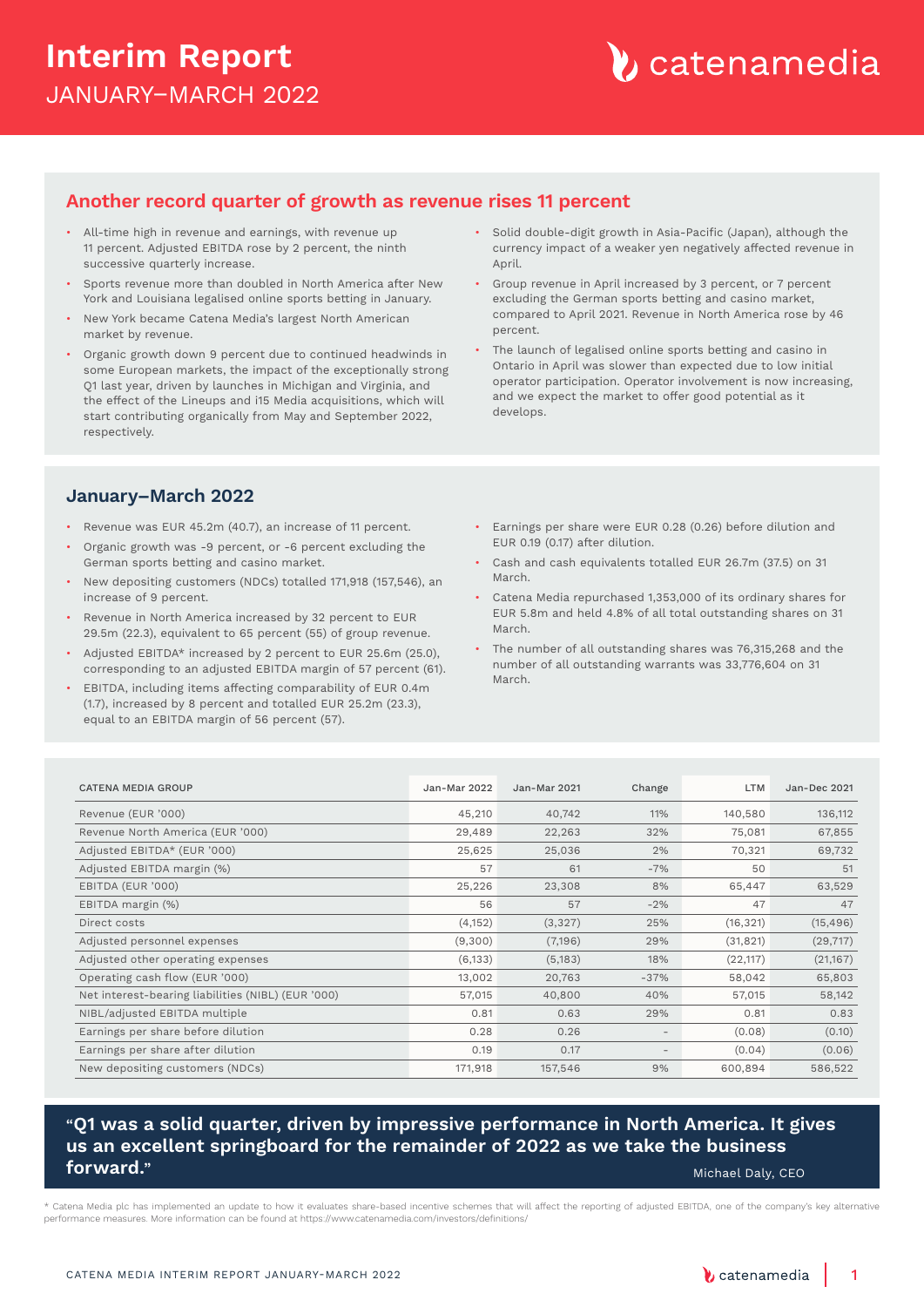# Interim Report
JANUARY–MARCH 2022

## Another record quarter of growth as revenue rises 11 percent

- All-time high in revenue and earnings, with revenue up 11 percent. Adjusted EBITDA rose by 2 percent, the ninth successive quarterly increase.
- Sports revenue more than doubled in North America after New York and Louisiana legalised online sports betting in January.
- New York became Catena Media's largest North American market by revenue.
- Organic growth down 9 percent due to continued headwinds in some European markets, the impact of the exceptionally strong Q1 last year, driven by launches in Michigan and Virginia, and the effect of the Lineups and i15 Media acquisitions, which will start contributing organically from May and September 2022, respectively.
- Solid double-digit growth in Asia-Pacific (Japan), although the currency impact of a weaker yen negatively affected revenue in April.
- Group revenue in April increased by 3 percent, or 7 percent excluding the German sports betting and casino market, compared to April 2021. Revenue in North America rose by 46 percent.
- The launch of legalised online sports betting and casino in Ontario in April was slower than expected due to low initial operator participation. Operator involvement is now increasing, and we expect the market to offer good potential as it develops.

## January–March 2022

- Revenue was EUR 45.2m (40.7), an increase of 11 percent.
- Organic growth was -9 percent, or -6 percent excluding the German sports betting and casino market.
- New depositing customers (NDCs) totalled 171,918 (157,546), an increase of 9 percent.
- Revenue in North America increased by 32 percent to EUR 29.5m (22.3), equivalent to 65 percent (55) of group revenue.
- Adjusted EBITDA* increased by 2 percent to EUR 25.6m (25.0), corresponding to an adjusted EBITDA margin of 57 percent (61).
- EBITDA, including items affecting comparability of EUR 0.4m (1.7), increased by 8 percent and totalled EUR 25.2m (23.3), equal to an EBITDA margin of 56 percent (57).
- Earnings per share were EUR 0.28 (0.26) before dilution and EUR 0.19 (0.17) after dilution.
- Cash and cash equivalents totalled EUR 26.7m (37.5) on 31 March.
- Catena Media repurchased 1,353,000 of its ordinary shares for EUR 5.8m and held 4.8% of all total outstanding shares on 31 March.
- The number of all outstanding shares was 76,315,268 and the number of all outstanding warrants was 33,776,604 on 31 March.

| CATENA MEDIA GROUP | Jan-Mar 2022 | Jan-Mar 2021 | Change | LTM | Jan-Dec 2021 |
|---|---|---|---|---|---|
| Revenue (EUR '000) | 45,210 | 40,742 | 11% | 140,580 | 136,112 |
| Revenue North America (EUR '000) | 29,489 | 22,263 | 32% | 75,081 | 67,855 |
| Adjusted EBITDA* (EUR '000) | 25,625 | 25,036 | 2% | 70,321 | 69,732 |
| Adjusted EBITDA margin (%) | 57 | 61 | -7% | 50 | 51 |
| EBITDA (EUR '000) | 25,226 | 23,308 | 8% | 65,447 | 63,529 |
| EBITDA margin (%) | 56 | 57 | -2% | 47 | 47 |
| Direct costs | (4,152) | (3,327) | 25% | (16,321) | (15,496) |
| Adjusted personnel expenses | (9,300) | (7,196) | 29% | (31,821) | (29,717) |
| Adjusted other operating expenses | (6,133) | (5,183) | 18% | (22,117) | (21,167) |
| Operating cash flow (EUR '000) | 13,002 | 20,763 | -37% | 58,042 | 65,803 |
| Net interest-bearing liabilities (NIBL) (EUR '000) | 57,015 | 40,800 | 40% | 57,015 | 58,142 |
| NIBL/adjusted EBITDA multiple | 0.81 | 0.63 | 29% | 0.81 | 0.83 |
| Earnings per share before dilution | 0.28 | 0.26 | - | (0.08) | (0.10) |
| Earnings per share after dilution | 0.19 | 0.17 | - | (0.04) | (0.06) |
| New depositing customers (NDCs) | 171,918 | 157,546 | 9% | 600,894 | 586,522 |

**"Q1 was a solid quarter, driven by impressive performance in North America. It gives us an excellent springboard for the remainder of 2022 as we take the business forward."**

Michael Daly, CEO

* Catena Media plc has implemented an update to how it evaluates share-based incentive schemes that will affect the reporting of adjusted EBITDA, one of the company's key alternative performance measures. More information can be found at https://www.catenamedia.com/investors/definitions/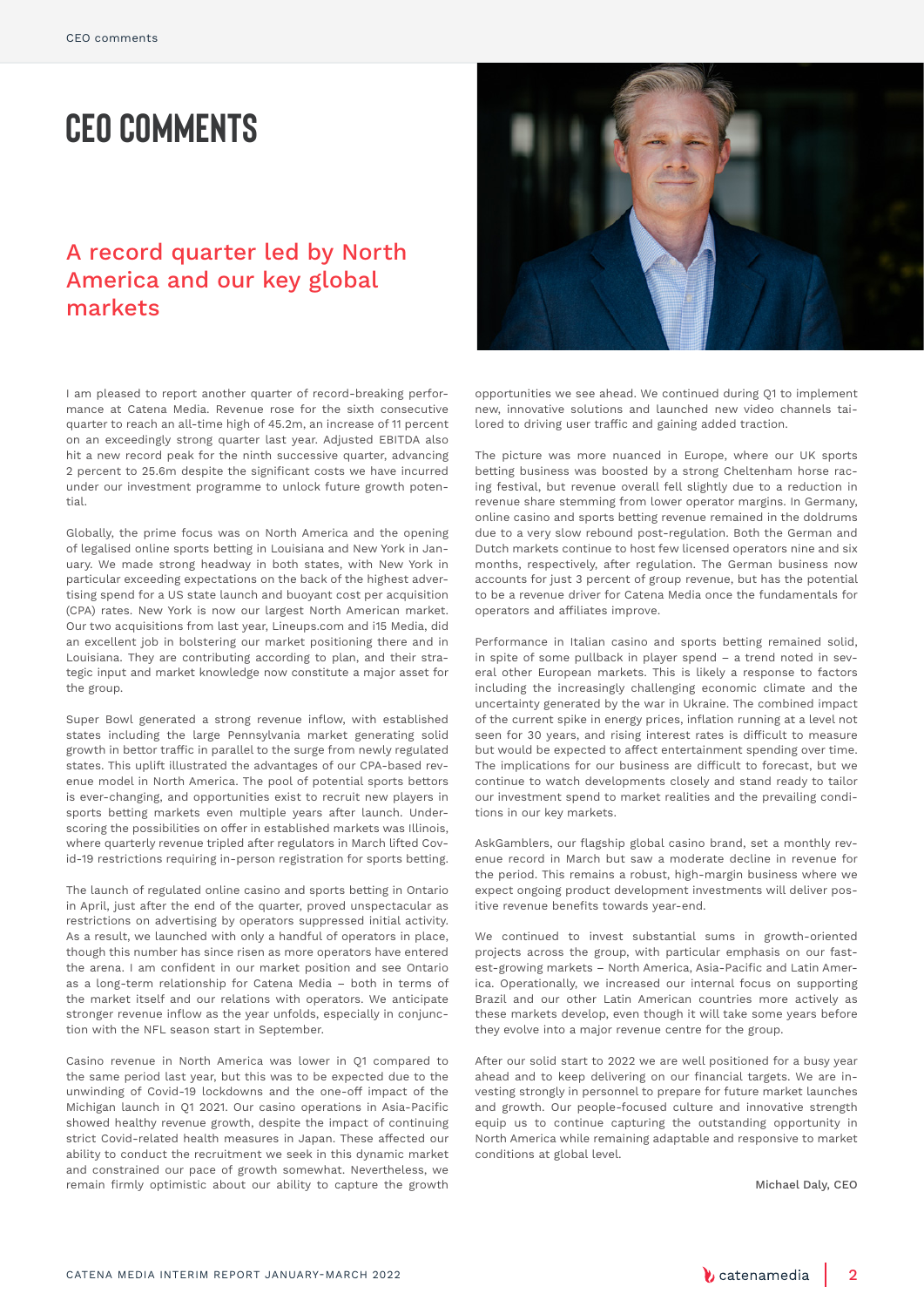# CEO COMMENTS

## A record quarter led by North America and our key global markets

I am pleased to report another quarter of record-breaking performance at Catena Media. Revenue rose for the sixth consecutive quarter to reach an all-time high of 45.2m, an increase of 11 percent on an exceedingly strong quarter last year. Adjusted EBITDA also hit a new record peak for the ninth successive quarter, advancing 2 percent to 25.6m despite the significant costs we have incurred under our investment programme to unlock future growth potential.

Globally, the prime focus was on North America and the opening of legalised online sports betting in Louisiana and New York in January. We made strong headway in both states, with New York in particular exceeding expectations on the back of the highest advertising spend for a US state launch and buoyant cost per acquisition (CPA) rates. New York is now our largest North American market. Our two acquisitions from last year, Lineups.com and i15 Media, did an excellent job in bolstering our market positioning there and in Louisiana. They are contributing according to plan, and their strategic input and market knowledge now constitute a major asset for the group.

Super Bowl generated a strong revenue inflow, with established states including the large Pennsylvania market generating solid growth in bettor traffic in parallel to the surge from newly regulated states. This uplift illustrated the advantages of our CPA-based revenue model in North America. The pool of potential sports bettors is ever-changing, and opportunities exist to recruit new players in sports betting markets even multiple years after launch. Underscoring the possibilities on offer in established markets was Illinois, where quarterly revenue tripled after regulators in March lifted Covid-19 restrictions requiring in-person registration for sports betting.

The launch of regulated online casino and sports betting in Ontario in April, just after the end of the quarter, proved unspectacular as restrictions on advertising by operators suppressed initial activity. As a result, we launched with only a handful of operators in place, though this number has since risen as more operators have entered the arena. I am confident in our market position and see Ontario as a long-term relationship for Catena Media – both in terms of the market itself and our relations with operators. We anticipate stronger revenue inflow as the year unfolds, especially in conjunction with the NFL season start in September.

Casino revenue in North America was lower in Q1 compared to the same period last year, but this was to be expected due to the unwinding of Covid-19 lockdowns and the one-off impact of the Michigan launch in Q1 2021. Our casino operations in Asia-Pacific showed healthy revenue growth, despite the impact of continuing strict Covid-related health measures in Japan. These affected our ability to conduct the recruitment we seek in this dynamic market and constrained our pace of growth somewhat. Nevertheless, we remain firmly optimistic about our ability to capture the growth opportunities we see ahead. We continued during Q1 to implement new, innovative solutions and launched new video channels tailored to driving user traffic and gaining added traction.

The picture was more nuanced in Europe, where our UK sports betting business was boosted by a strong Cheltenham horse racing festival, but revenue overall fell slightly due to a reduction in revenue share stemming from lower operator margins. In Germany, online casino and sports betting revenue remained in the doldrums due to a very slow rebound post-regulation. Both the German and Dutch markets continue to host few licensed operators nine and six months, respectively, after regulation. The German business now accounts for just 3 percent of group revenue, but has the potential to be a revenue driver for Catena Media once the fundamentals for operators and affiliates improve.

Performance in Italian casino and sports betting remained solid, in spite of some pullback in player spend – a trend noted in several other European markets. This is likely a response to factors including the increasingly challenging economic climate and the uncertainty generated by the war in Ukraine. The combined impact of the current spike in energy prices, inflation running at a level not seen for 30 years, and rising interest rates is difficult to measure but would be expected to affect entertainment spending over time. The implications for our business are difficult to forecast, but we continue to watch developments closely and stand ready to tailor our investment spend to market realities and the prevailing conditions in our key markets.

AskGamblers, our flagship global casino brand, set a monthly revenue record in March but saw a moderate decline in revenue for the period. This remains a robust, high-margin business where we expect ongoing product development investments will deliver positive revenue benefits towards year-end.

We continued to invest substantial sums in growth-oriented projects across the group, with particular emphasis on our fastest-growing markets – North America, Asia-Pacific and Latin America. Operationally, we increased our internal focus on supporting Brazil and our other Latin American countries more actively as these markets develop, even though it will take some years before they evolve into a major revenue centre for the group.

After our solid start to 2022 we are well positioned for a busy year ahead and to keep delivering on our financial targets. We are investing strongly in personnel to prepare for future market launches and growth. Our people-focused culture and innovative strength equip us to continue capturing the outstanding opportunity in North America while remaining adaptable and responsive to market conditions at global level.

Michael Daly, CEO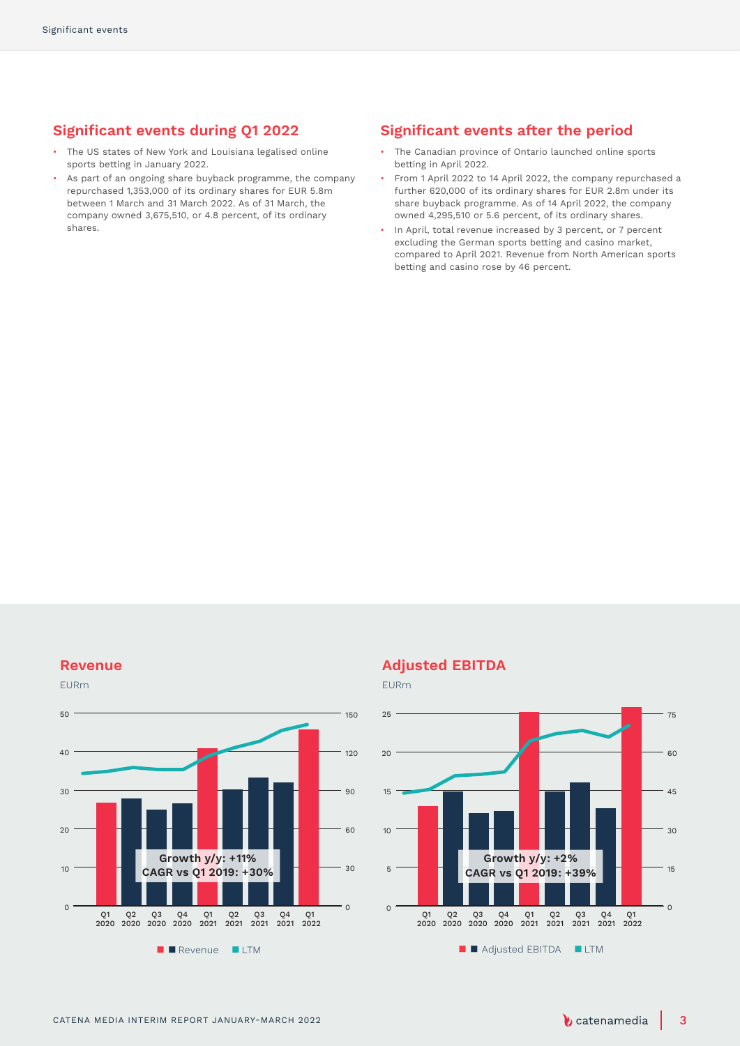## Significant events during Q1 2022

- The US states of New York and Louisiana legalised online sports betting in January 2022.
- As part of an ongoing share buyback programme, the company repurchased 1,353,000 of its ordinary shares for EUR 5.8m between 1 March and 31 March 2022. As of 31 March, the company owned 3,675,510, or 4.8 percent, of its ordinary shares.

## Significant events after the period

- The Canadian province of Ontario launched online sports betting in April 2022.
- From 1 April 2022 to 14 April 2022, the company repurchased a further 620,000 of its ordinary shares for EUR 2.8m under its share buyback programme. As of 14 April 2022, the company owned 4,295,510 or 5.6 percent, of its ordinary shares.
- In April, total revenue increased by 3 percent, or 7 percent excluding the German sports betting and casino market, compared to April 2021. Revenue from North American sports betting and casino rose by 46 percent.

### Revenue

EURm

Growth y/y: +11%
CAGR vs Q1 2019: +30%

Revenue | LTM

### Adjusted EBITDA

EURm

Growth y/y: +2%
CAGR vs Q1 2019: +39%

Adjusted EBITDA | LTM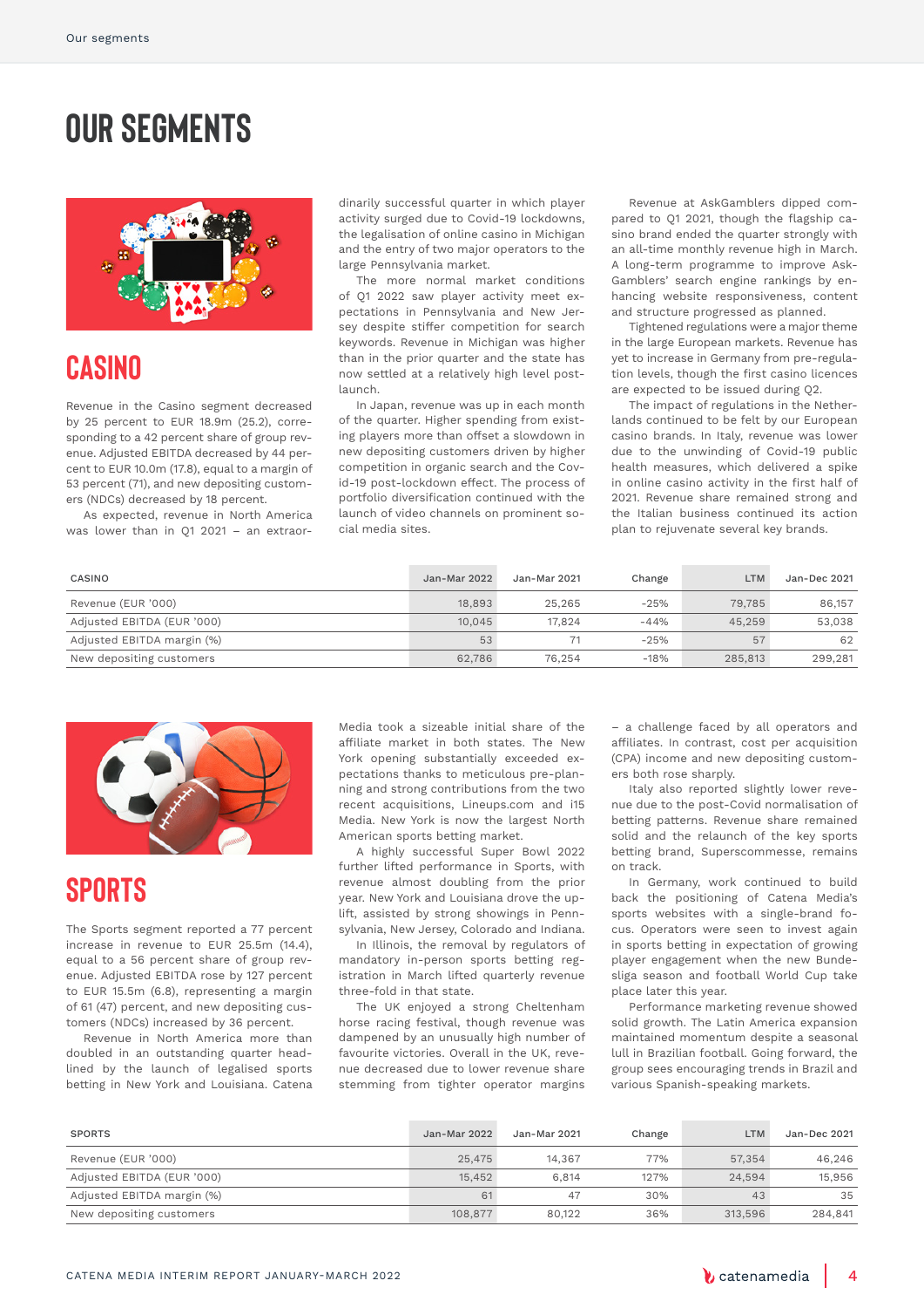# OUR SEGMENTS

## CASINO

Revenue in the Casino segment decreased by 25 percent to EUR 18.9m (25.2), corresponding to a 42 percent share of group revenue. Adjusted EBITDA decreased by 44 percent to EUR 10.0m (17.8), equal to a margin of 53 percent (71), and new depositing customers (NDCs) decreased by 18 percent.

As expected, revenue in North America was lower than in Q1 2021 – an extraordinarily successful quarter in which player activity surged due to Covid-19 lockdowns, the legalisation of online casino in Michigan and the entry of two major operators to the large Pennsylvania market.

The more normal market conditions of Q1 2022 saw player activity meet expectations in Pennsylvania and New Jersey despite stiffer competition for search keywords. Revenue in Michigan was higher than in the prior quarter and the state has now settled at a relatively high level post-launch.

In Japan, revenue was up in each month of the quarter. Higher spending from existing players more than offset a slowdown in new depositing customers driven by higher competition in organic search and the Covid-19 post-lockdown effect. The process of portfolio diversification continued with the launch of video channels on prominent social media sites.

Revenue at AskGamblers dipped compared to Q1 2021, though the flagship casino brand ended the quarter strongly with an all-time monthly revenue high in March. A long-term programme to improve AskGamblers' search engine rankings by enhancing website responsiveness, content and structure progressed as planned.

Tightened regulations were a major theme in the large European markets. Revenue has yet to increase in Germany from pre-regulation levels, though the first casino licences are expected to be issued during Q2.

The impact of regulations in the Netherlands continued to be felt by our European casino brands. In Italy, revenue was lower due to the unwinding of Covid-19 public health measures, which delivered a spike in online casino activity in the first half of 2021. Revenue share remained strong and the Italian business continued its action plan to rejuvenate several key brands.

| CASINO | Jan-Mar 2022 | Jan-Mar 2021 | Change | LTM | Jan-Dec 2021 |
|---|---|---|---|---|---|
| Revenue (EUR '000) | 18,893 | 25,265 | -25% | 79,785 | 86,157 |
| Adjusted EBITDA (EUR '000) | 10,045 | 17,824 | -44% | 45,259 | 53,038 |
| Adjusted EBITDA margin (%) | 53 | 71 | -25% | 57 | 62 |
| New depositing customers | 62,786 | 76,254 | -18% | 285,813 | 299,281 |

## SPORTS

The Sports segment reported a 77 percent increase in revenue to EUR 25.5m (14.4), equal to a 56 percent share of group revenue. Adjusted EBITDA rose by 127 percent to EUR 15.5m (6.8), representing a margin of 61 (47) percent, and new depositing customers (NDCs) increased by 36 percent.

Revenue in North America more than doubled in an outstanding quarter headlined by the launch of legalised sports betting in New York and Louisiana. Catena Media took a sizeable initial share of the affiliate market in both states. The New York opening substantially exceeded expectations thanks to meticulous pre-planning and strong contributions from the two recent acquisitions, Lineups.com and i15 Media. New York is now the largest North American sports betting market.

A highly successful Super Bowl 2022 further lifted performance in Sports, with revenue almost doubling from the prior year. New York and Louisiana drove the uplift, assisted by strong showings in Pennsylvania, New Jersey, Colorado and Indiana.

In Illinois, the removal by regulators of mandatory in-person sports betting registration in March lifted quarterly revenue three-fold in that state.

The UK enjoyed a strong Cheltenham horse racing festival, though revenue was dampened by an unusually high number of favourite victories. Overall in the UK, revenue decreased due to lower revenue share stemming from tighter operator margins – a challenge faced by all operators and affiliates. In contrast, cost per acquisition (CPA) income and new depositing customers both rose sharply.

Italy also reported slightly lower revenue due to the post-Covid normalisation of betting patterns. Revenue share remained solid and the relaunch of the key sports betting brand, Superscommesse, remains on track.

In Germany, work continued to build back the positioning of Catena Media's sports websites with a single-brand focus. Operators were seen to invest again in sports betting in expectation of growing player engagement when the new Bundesliga season and football World Cup take place later this year.

Performance marketing revenue showed solid growth. The Latin America expansion maintained momentum despite a seasonal lull in Brazilian football. Going forward, the group sees encouraging trends in Brazil and various Spanish-speaking markets.

| SPORTS | Jan-Mar 2022 | Jan-Mar 2021 | Change | LTM | Jan-Dec 2021 |
|---|---|---|---|---|---|
| Revenue (EUR '000) | 25,475 | 14,367 | 77% | 57,354 | 46,246 |
| Adjusted EBITDA (EUR '000) | 15,452 | 6,814 | 127% | 24,594 | 15,956 |
| Adjusted EBITDA margin (%) | 61 | 47 | 30% | 43 | 35 |
| New depositing customers | 108,877 | 80,122 | 36% | 313,596 | 284,841 |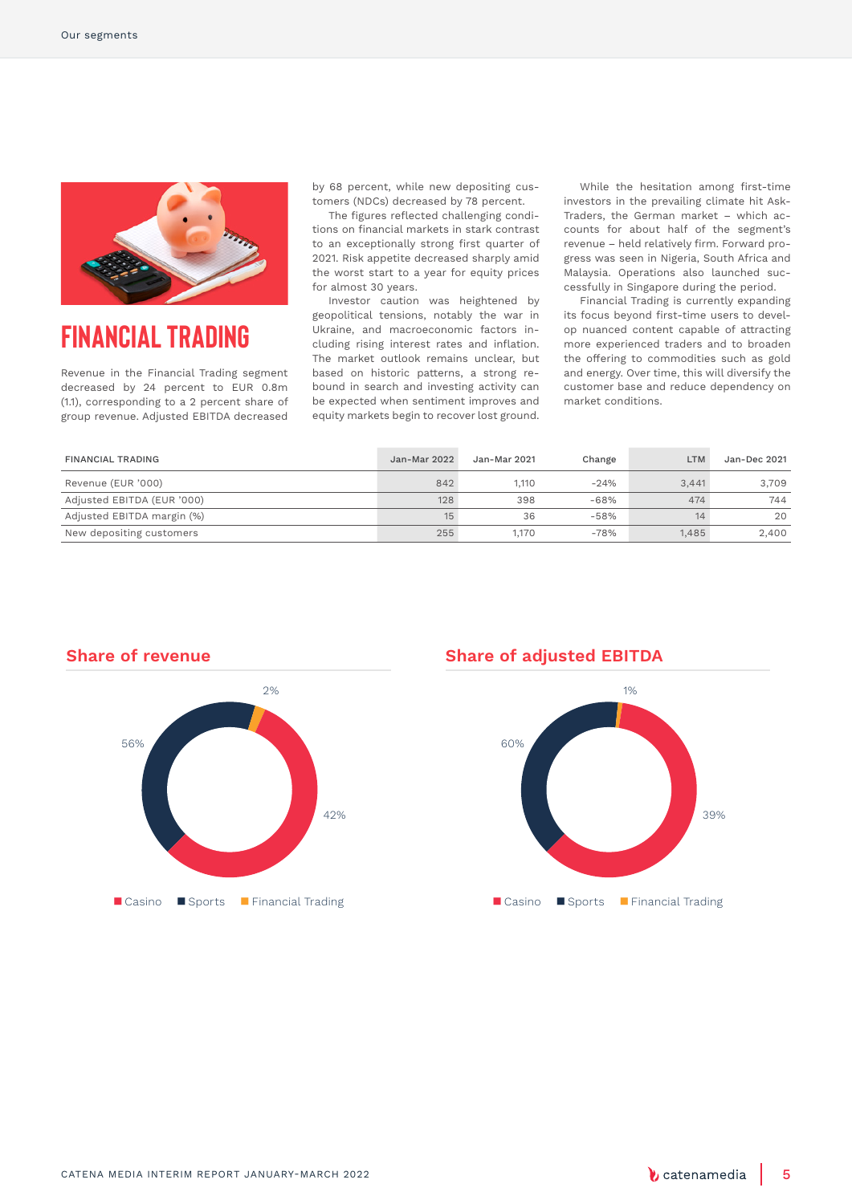# FINANCIAL TRADING

Revenue in the Financial Trading segment decreased by 24 percent to EUR 0.8m (1.1), corresponding to a 2 percent share of group revenue. Adjusted EBITDA decreased by 68 percent, while new depositing customers (NDCs) decreased by 78 percent.

The figures reflected challenging conditions on financial markets in stark contrast to an exceptionally strong first quarter of 2021. Risk appetite decreased sharply amid the worst start to a year for equity prices for almost 30 years.

Investor caution was heightened by geopolitical tensions, notably the war in Ukraine, and macroeconomic factors including rising interest rates and inflation. The market outlook remains unclear, but based on historic patterns, a strong rebound in search and investing activity can be expected when sentiment improves and equity markets begin to recover lost ground.

While the hesitation among first-time investors in the prevailing climate hit AskTraders, the German market – which accounts for about half of the segment's revenue – held relatively firm. Forward progress was seen in Nigeria, South Africa and Malaysia. Operations also launched successfully in Singapore during the period.

Financial Trading is currently expanding its focus beyond first-time users to develop nuanced content capable of attracting more experienced traders and to broaden the offering to commodities such as gold and energy. Over time, this will diversify the customer base and reduce dependency on market conditions.

| FINANCIAL TRADING | Jan-Mar 2022 | Jan-Mar 2021 | Change | LTM | Jan-Dec 2021 |
|---|---|---|---|---|---|
| Revenue (EUR '000) | 842 | 1,110 | -24% | 3,441 | 3,709 |
| Adjusted EBITDA (EUR '000) | 128 | 398 | -68% | 474 | 744 |
| Adjusted EBITDA margin (%) | 15 | 36 | -58% | 14 | 20 |
| New depositing customers | 255 | 1,170 | -78% | 1,485 | 2,400 |

## Share of revenue

- Casino: 42%
- Sports: 56%
- Financial Trading: 2%

## Share of adjusted EBITDA

- Casino: 39%
- Sports: 60%
- Financial Trading: 1%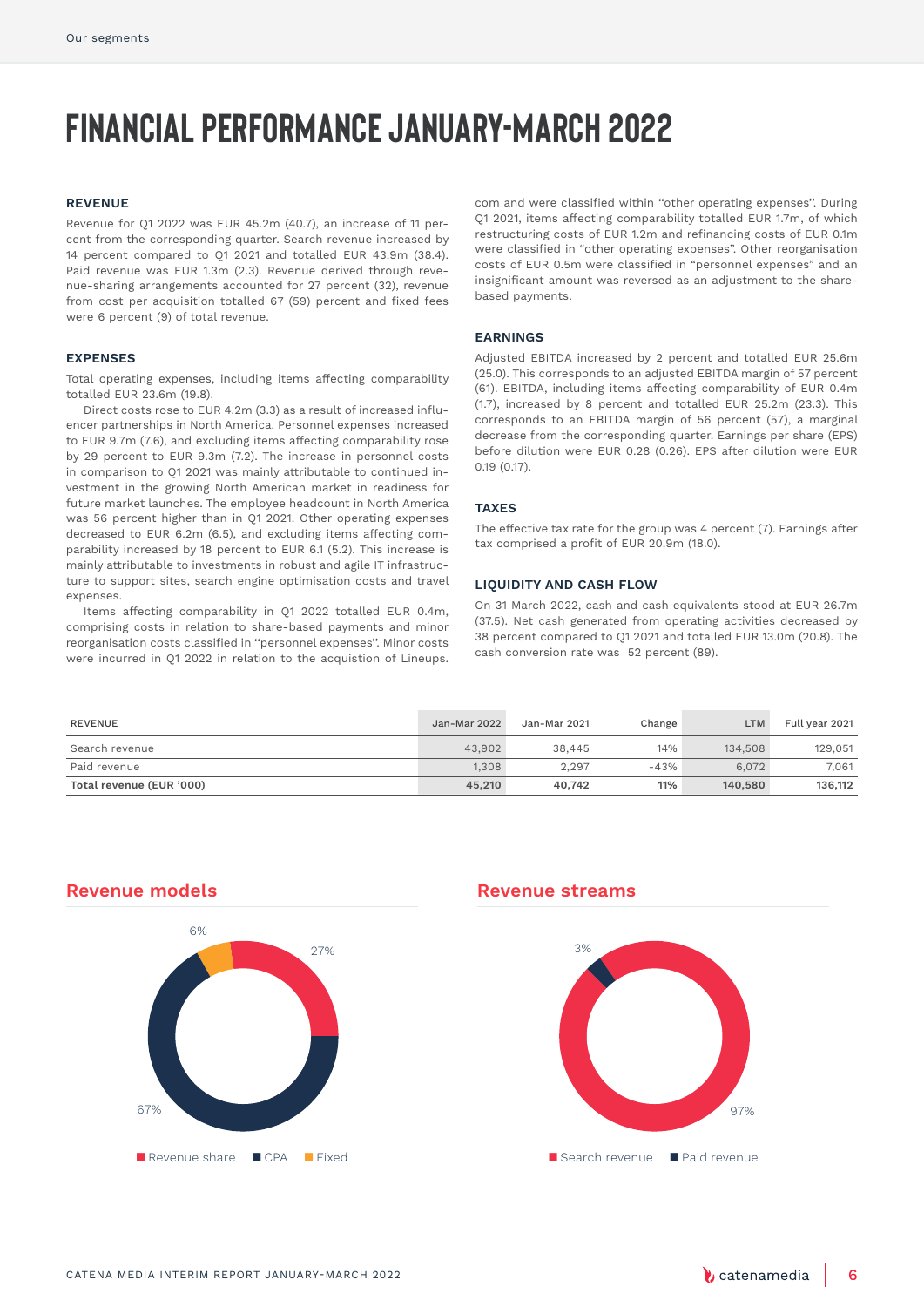// Our segments (header omitted)

# FINANCIAL PERFORMANCE JANUARY-MARCH 2022

### REVENUE

Revenue for Q1 2022 was EUR 45.2m (40.7), an increase of 11 percent from the corresponding quarter. Search revenue increased by 14 percent compared to Q1 2021 and totalled EUR 43.9m (38.4). Paid revenue was EUR 1.3m (2.3). Revenue derived through revenue-sharing arrangements accounted for 27 percent (32), revenue from cost per acquisition totalled 67 (59) percent and fixed fees were 6 percent (9) of total revenue.

### EXPENSES

Total operating expenses, including items affecting comparability totalled EUR 23.6m (19.8).

Direct costs rose to EUR 4.2m (3.3) as a result of increased influencer partnerships in North America. Personnel expenses increased to EUR 9.7m (7.6), and excluding items affecting comparability rose by 29 percent to EUR 9.3m (7.2). The increase in personnel costs in comparison to Q1 2021 was mainly attributable to continued investment in the growing North American market in readiness for future market launches. The employee headcount in North America was 56 percent higher than in Q1 2021. Other operating expenses decreased to EUR 6.2m (6.5), and excluding items affecting comparability increased by 18 percent to EUR 6.1 (5.2). This increase is mainly attributable to investments in robust and agile IT infrastructure to support sites, search engine optimisation costs and travel expenses.

Items affecting comparability in Q1 2022 totalled EUR 0.4m, comprising costs in relation to share-based payments and minor reorganisation costs classified in "personnel expenses". Minor costs were incurred in Q1 2022 in relation to the acquistion of Lineups.com and were classified within "other operating expenses". During Q1 2021, items affecting comparability totalled EUR 1.7m, of which restructuring costs of EUR 1.2m and refinancing costs of EUR 0.1m were classified in "other operating expenses". Other reorganisation costs of EUR 0.5m were classified in "personnel expenses" and an insignificant amount was reversed as an adjustment to the share-based payments.

### EARNINGS

Adjusted EBITDA increased by 2 percent and totalled EUR 25.6m (25.0). This corresponds to an adjusted EBITDA margin of 57 percent (61). EBITDA, including items affecting comparability of EUR 0.4m (1.7), increased by 8 percent and totalled EUR 25.2m (23.3). This corresponds to an EBITDA margin of 56 percent (57), a marginal decrease from the corresponding quarter. Earnings per share (EPS) before dilution were EUR 0.28 (0.26). EPS after dilution were EUR 0.19 (0.17).

### TAXES

The effective tax rate for the group was 4 percent (7). Earnings after tax comprised a profit of EUR 20.9m (18.0).

### LIQUIDITY AND CASH FLOW

On 31 March 2022, cash and cash equivalents stood at EUR 26.7m (37.5). Net cash generated from operating activities decreased by 38 percent compared to Q1 2021 and totalled EUR 13.0m (20.8). The cash conversion rate was 52 percent (89).

| REVENUE | Jan-Mar 2022 | Jan-Mar 2021 | Change | LTM | Full year 2021 |
|---|---|---|---|---|---|
| Search revenue | 43,902 | 38,445 | 14% | 134,508 | 129,051 |
| Paid revenue | 1,308 | 2,297 | -43% | 6,072 | 7,061 |
| **Total revenue (EUR '000)** | **45,210** | **40,742** | **11%** | **140,580** | **136,112** |

## Revenue models

- Revenue share: 27%
- CPA: 67%
- Fixed: 6%

## Revenue streams

- Search revenue: 97%
- Paid revenue: 3%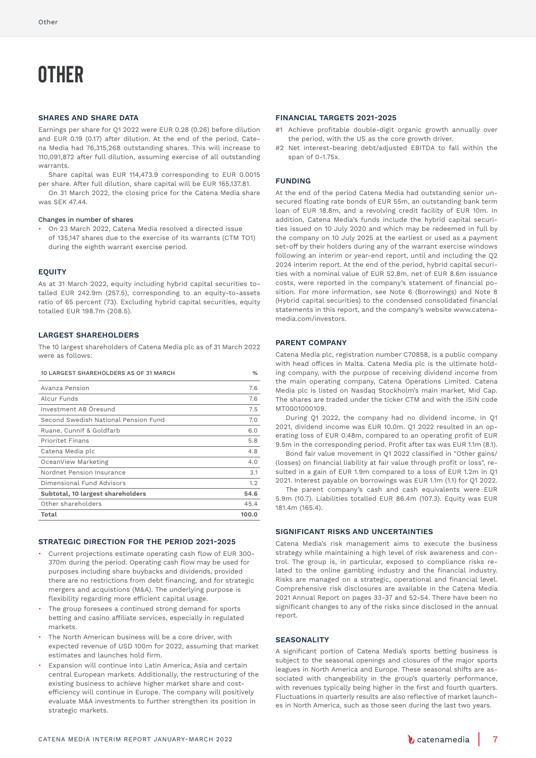# OTHER

## SHARES AND SHARE DATA

Earnings per share for Q1 2022 were EUR 0.28 (0.26) before dilution and EUR 0.19 (0.17) after dilution. At the end of the period, Catena Media had 76,315,268 outstanding shares. This will increase to 110,091,872 after full dilution, assuming exercise of all outstanding warrants.

Share capital was EUR 114,473.9 corresponding to EUR 0.0015 per share. After full dilution, share capital will be EUR 165,137.81.

On 31 March 2022, the closing price for the Catena Media share was SEK 47.44.

### Changes in number of shares

- On 23 March 2022, Catena Media resolved a directed issue of 135,147 shares due to the exercise of its warrants (CTM TO1) during the eighth warrant exercise period.

## EQUITY

As at 31 March 2022, equity including hybrid capital securities totalled EUR 242.9m (257.5), corresponding to an equity-to-assets ratio of 65 percent (73). Excluding hybrid capital securities, equity totalled EUR 198.7m (208.5).

## LARGEST SHAREHOLDERS

The 10 largest shareholders of Catena Media plc as of 31 March 2022 were as follows:

| 10 LARGEST SHAREHOLDERS AS OF 31 MARCH | % |
|---|---|
| Avanza Pension | 7.6 |
| Alcur Funds | 7.6 |
| Investment AB Öresund | 7.5 |
| Second Swedish National Pension Fund | 7.0 |
| Ruane, Cunnif & Goldfarb | 6.0 |
| Prioritet Finans | 5.8 |
| Catena Media plc | 4.8 |
| OceanView Marketing | 4.0 |
| Nordnet Pension Insurance | 3.1 |
| Dimensional Fund Advisors | 1.2 |
| **Subtotal, 10 largest shareholders** | **54.6** |
| Other shareholders | 45.4 |
| **Total** | **100.0** |

## STRATEGIC DIRECTION FOR THE PERIOD 2021-2025

- Current projections estimate operating cash flow of EUR 300-370m during the period. Operating cash flow may be used for purposes including share buybacks and dividends, provided there are no restrictions from debt financing, and for strategic mergers and acquistions (M&A). The underlying purpose is flexibility regarding more efficient capital usage.
- The group foresees a continued strong demand for sports betting and casino affiliate services, especially in regulated markets.
- The North American business will be a core driver, with expected revenue of USD 100m for 2022, assuming that market estimates and launches hold firm.
- Expansion will continue into Latin America, Asia and certain central European markets. Additionally, the restructuring of the existing business to achieve higher market share and cost-efficiency will continue in Europe. The company will positively evaluate M&A investments to further strengthen its position in strategic markets.

## FINANCIAL TARGETS 2021-2025

#1 Achieve profitable double-digit organic growth annually over the period, with the US as the core growth driver.

#2 Net interest-bearing debt/adjusted EBITDA to fall within the span of 0-1.75x.

## FUNDING

At the end of the period Catena Media had outstanding senior unsecured floating rate bonds of EUR 55m, an outstanding bank term loan of EUR 18.8m, and a revolving credit facility of EUR 10m. In addition, Catena Media's funds include the hybrid capital securities issued on 10 July 2020 and which may be redeemed in full by the company on 10 July 2025 at the earliest or used as a payment set-off by their holders during any of the warrant exercise windows following an interim or year-end report, until and including the Q2 2024 interim report. At the end of the period, hybrid capital securities with a nominal value of EUR 52.8m, net of EUR 8.6m issuance costs, were reported in the company's statement of financial position. For more information, see Note 6 (Borrowings) and Note 8 (Hybrid capital securities) to the condensed consolidated financial statements in this report, and the company's website www.catenamedia.com/investors.

## PARENT COMPANY

Catena Media plc, registration number C70858, is a public company with head offices in Malta. Catena Media plc is the ultimate holding company, with the purpose of receiving dividend income from the main operating company, Catena Operations Limited. Catena Media plc is listed on Nasdaq Stockholm's main market, Mid Cap. The shares are traded under the ticker CTM and with the ISIN code MT0001000109.

During Q1 2022, the company had no dividend income. In Q1 2021, dividend income was EUR 10.0m. Q1 2022 resulted in an operating loss of EUR 0.48m, compared to an operating profit of EUR 9.5m in the corresponding period. Profit after tax was EUR 1.1m (8.1).

Bond fair value movement in Q1 2022 classified in "Other gains/(losses) on financial liability at fair value through profit or loss", resulted in a gain of EUR 1.9m compared to a loss of EUR 1.2m in Q1 2021. Interest payable on borrowings was EUR 1.1m (1.1) for Q1 2022.

The parent company's cash and cash equivalents were EUR 5.9m (10.7). Liabilities totalled EUR 86.4m (107.3). Equity was EUR 181.4m (165.4).

## SIGNIFICANT RISKS AND UNCERTAINTIES

Catena Media's risk management aims to execute the business strategy while maintaining a high level of risk awareness and control. The group is, in particular, exposed to compliance risks related to the online gambling industry and the financial industry. Risks are managed on a strategic, operational and financial level. Comprehensive risk disclosures are available in the Catena Media 2021 Annual Report on pages 33-37 and 52-54. There have been no significant changes to any of the risks since disclosed in the annual report.

## SEASONALITY

A significant portion of Catena Media's sports betting business is subject to the seasonal openings and closures of the major sports leagues in North America and Europe. These seasonal shifts are associated with changeability in the group's quarterly performance, with revenues typically being higher in the first and fourth quarters. Fluctuations in quarterly results are also reflective of market launches in North America, such as those seen during the last two years.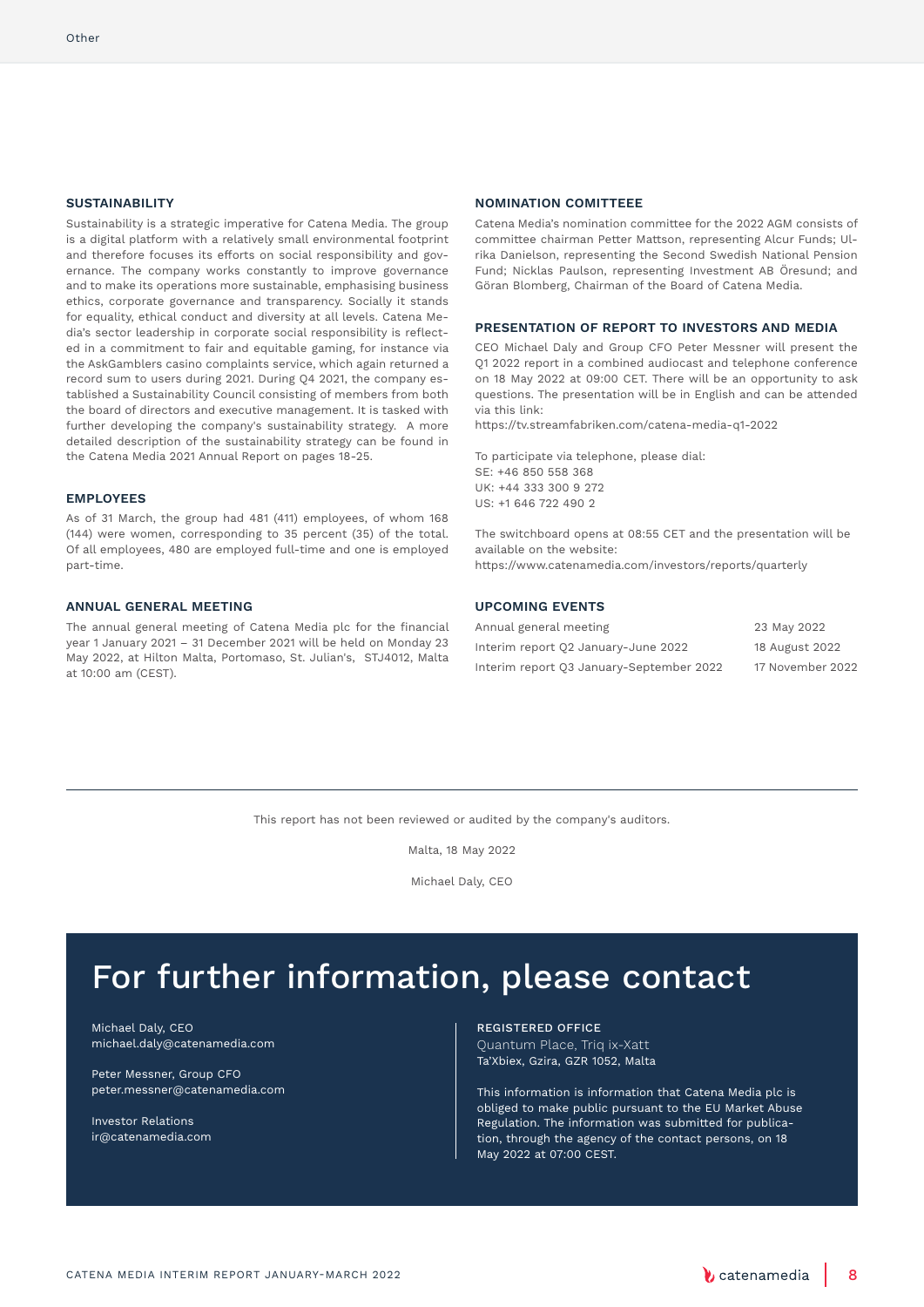## SUSTAINABILITY

Sustainability is a strategic imperative for Catena Media. The group is a digital platform with a relatively small environmental footprint and therefore focuses its efforts on social responsibility and governance. The company works constantly to improve governance and to make its operations more sustainable, emphasising business ethics, corporate governance and transparency. Socially it stands for equality, ethical conduct and diversity at all levels. Catena Media's sector leadership in corporate social responsibility is reflected in a commitment to fair and equitable gaming, for instance via the AskGamblers casino complaints service, which again returned a record sum to users during 2021. During Q4 2021, the company established a Sustainability Council consisting of members from both the board of directors and executive management. It is tasked with further developing the company's sustainability strategy. A more detailed description of the sustainability strategy can be found in the Catena Media 2021 Annual Report on pages 18-25.

## EMPLOYEES

As of 31 March, the group had 481 (411) employees, of whom 168 (144) were women, corresponding to 35 percent (35) of the total. Of all employees, 480 are employed full-time and one is employed part-time.

## ANNUAL GENERAL MEETING

The annual general meeting of Catena Media plc for the financial year 1 January 2021 – 31 December 2021 will be held on Monday 23 May 2022, at Hilton Malta, Portomaso, St. Julian's, STJ4012, Malta at 10:00 am (CEST).

## NOMINATION COMITTEEE

Catena Media's nomination committee for the 2022 AGM consists of committee chairman Petter Mattson, representing Alcur Funds; Ulrika Danielson, representing the Second Swedish National Pension Fund; Nicklas Paulson, representing Investment AB Öresund; and Göran Blomberg, Chairman of the Board of Catena Media.

## PRESENTATION OF REPORT TO INVESTORS AND MEDIA

CEO Michael Daly and Group CFO Peter Messner will present the Q1 2022 report in a combined audiocast and telephone conference on 18 May 2022 at 09:00 CET. There will be an opportunity to ask questions. The presentation will be in English and can be attended via this link:
https://tv.streamfabriken.com/catena-media-q1-2022

To participate via telephone, please dial:
SE: +46 850 558 368
UK: +44 333 300 9 272
US: +1 646 722 490 2

The switchboard opens at 08:55 CET and the presentation will be available on the website:
https://www.catenamedia.com/investors/reports/quarterly

## UPCOMING EVENTS

| | |
|---|---|
| Annual general meeting | 23 May 2022 |
| Interim report Q2 January-June 2022 | 18 August 2022 |
| Interim report Q3 January-September 2022 | 17 November 2022 |

---

This report has not been reviewed or audited by the company's auditors.

Malta, 18 May 2022

Michael Daly, CEO

# For further information, please contact

Michael Daly, CEO
michael.daly@catenamedia.com

Peter Messner, Group CFO
peter.messner@catenamedia.com

Investor Relations
ir@catenamedia.com

**REGISTERED OFFICE**
Quantum Place, Triq ix-Xatt
Ta'Xbiex, Gzira, GZR 1052, Malta

This information is information that Catena Media plc is obliged to make public pursuant to the EU Market Abuse Regulation. The information was submitted for publication, through the agency of the contact persons, on 18 May 2022 at 07:00 CEST.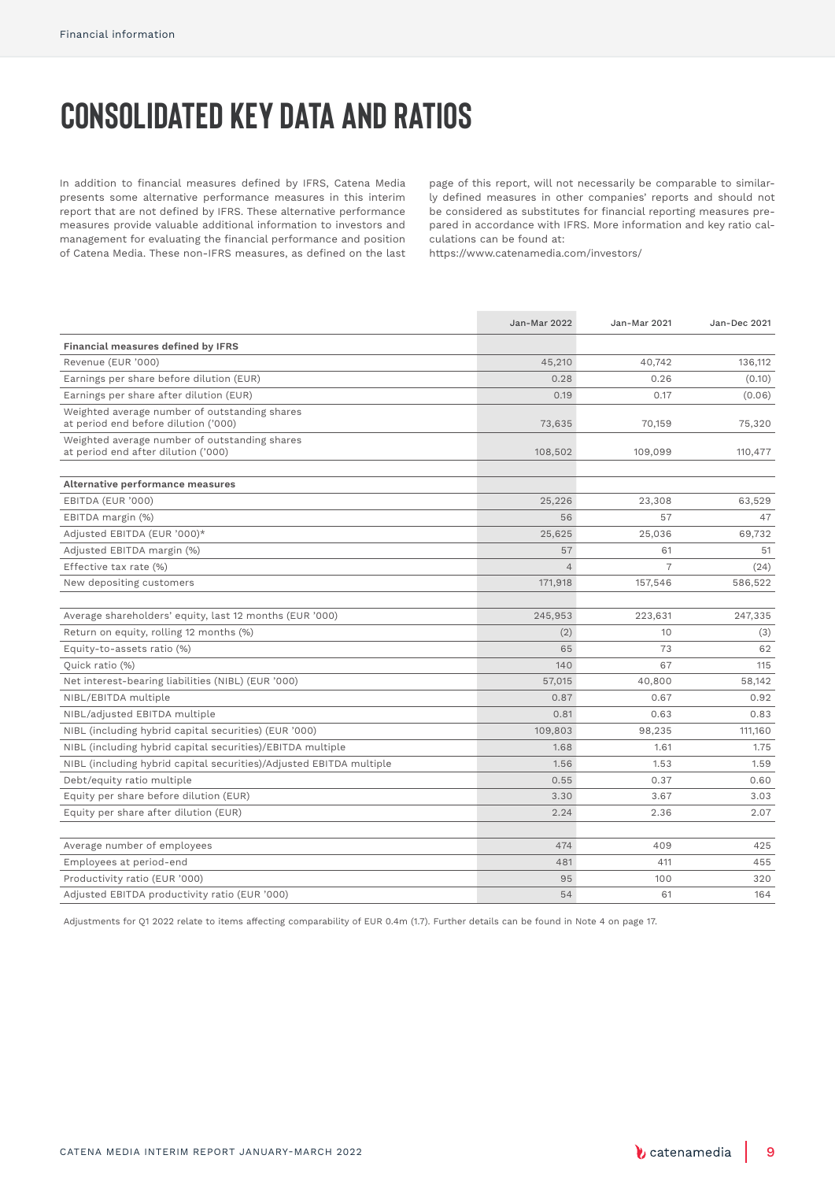# CONSOLIDATED KEY DATA AND RATIOS

In addition to financial measures defined by IFRS, Catena Media presents some alternative performance measures in this interim report that are not defined by IFRS. These alternative performance measures provide valuable additional information to investors and management for evaluating the financial performance and position of Catena Media. These non-IFRS measures, as defined on the last page of this report, will not necessarily be comparable to similarly defined measures in other companies' reports and should not be considered as substitutes for financial reporting measures prepared in accordance with IFRS. More information and key ratio calculations can be found at:
https://www.catenamedia.com/investors/

| | Jan-Mar 2022 | Jan-Mar 2021 | Jan-Dec 2021 |
|---|---|---|---|
| **Financial measures defined by IFRS** | | | |
| Revenue (EUR '000) | 45,210 | 40,742 | 136,112 |
| Earnings per share before dilution (EUR) | 0.28 | 0.26 | (0.10) |
| Earnings per share after dilution (EUR) | 0.19 | 0.17 | (0.06) |
| Weighted average number of outstanding shares at period end before dilution ('000) | 73,635 | 70,159 | 75,320 |
| Weighted average number of outstanding shares at period end after dilution ('000) | 108,502 | 109,099 | 110,477 |
| | | | |
| **Alternative performance measures** | | | |
| EBITDA (EUR '000) | 25,226 | 23,308 | 63,529 |
| EBITDA margin (%) | 56 | 57 | 47 |
| Adjusted EBITDA (EUR '000)* | 25,625 | 25,036 | 69,732 |
| Adjusted EBITDA margin (%) | 57 | 61 | 51 |
| Effective tax rate (%) | 4 | 7 | (24) |
| New depositing customers | 171,918 | 157,546 | 586,522 |
| | | | |
| Average shareholders' equity, last 12 months (EUR '000) | 245,953 | 223,631 | 247,335 |
| Return on equity, rolling 12 months (%) | (2) | 10 | (3) |
| Equity-to-assets ratio (%) | 65 | 73 | 62 |
| Quick ratio (%) | 140 | 67 | 115 |
| Net interest-bearing liabilities (NIBL) (EUR '000) | 57,015 | 40,800 | 58,142 |
| NIBL/EBITDA multiple | 0.87 | 0.67 | 0.92 |
| NIBL/adjusted EBITDA multiple | 0.81 | 0.63 | 0.83 |
| NIBL (including hybrid capital securities) (EUR '000) | 109,803 | 98,235 | 111,160 |
| NIBL (including hybrid capital securities)/EBITDA multiple | 1.68 | 1.61 | 1.75 |
| NIBL (including hybrid capital securities)/Adjusted EBITDA multiple | 1.56 | 1.53 | 1.59 |
| Debt/equity ratio multiple | 0.55 | 0.37 | 0.60 |
| Equity per share before dilution (EUR) | 3.30 | 3.67 | 3.03 |
| Equity per share after dilution (EUR) | 2.24 | 2.36 | 2.07 |
| | | | |
| Average number of employees | 474 | 409 | 425 |
| Employees at period-end | 481 | 411 | 455 |
| Productivity ratio (EUR '000) | 95 | 100 | 320 |
| Adjusted EBITDA productivity ratio (EUR '000) | 54 | 61 | 164 |

Adjustments for Q1 2022 relate to items affecting comparability of EUR 0.4m (1.7). Further details can be found in Note 4 on page 17.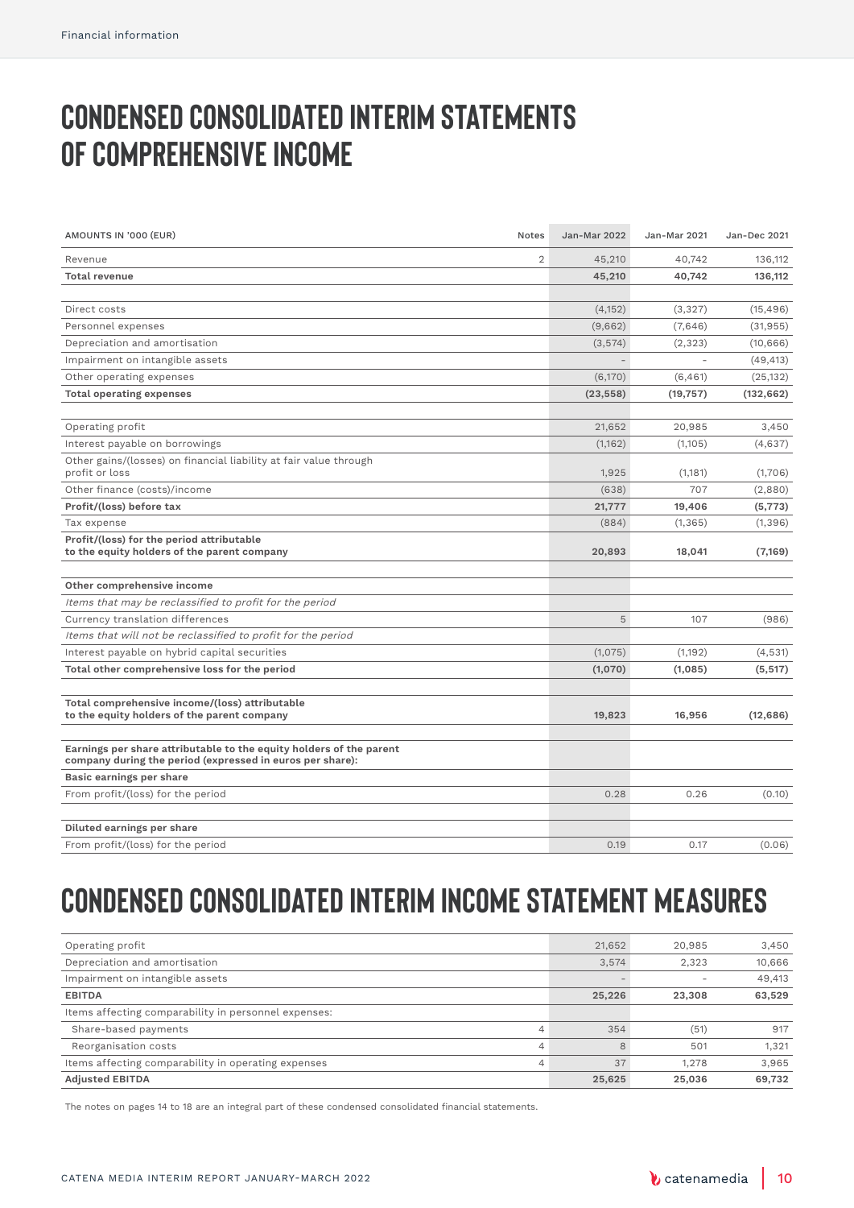# CONDENSED CONSOLIDATED INTERIM STATEMENTS OF COMPREHENSIVE INCOME

| AMOUNTS IN '000 (EUR) | Notes | Jan-Mar 2022 | Jan-Mar 2021 | Jan-Dec 2021 |
|---|---|---|---|---|
| Revenue | 2 | 45,210 | 40,742 | 136,112 |
| **Total revenue** | | **45,210** | **40,742** | **136,112** |
| | | | | |
| Direct costs | | (4,152) | (3,327) | (15,496) |
| Personnel expenses | | (9,662) | (7,646) | (31,955) |
| Depreciation and amortisation | | (3,574) | (2,323) | (10,666) |
| Impairment on intangible assets | | - | - | (49,413) |
| Other operating expenses | | (6,170) | (6,461) | (25,132) |
| **Total operating expenses** | | **(23,558)** | **(19,757)** | **(132,662)** |
| | | | | |
| Operating profit | | 21,652 | 20,985 | 3,450 |
| Interest payable on borrowings | | (1,162) | (1,105) | (4,637) |
| Other gains/(losses) on financial liability at fair value through profit or loss | | 1,925 | (1,181) | (1,706) |
| Other finance (costs)/income | | (638) | 707 | (2,880) |
| **Profit/(loss) before tax** | | **21,777** | **19,406** | **(5,773)** |
| Tax expense | | (884) | (1,365) | (1,396) |
| **Profit/(loss) for the period attributable to the equity holders of the parent company** | | **20,893** | **18,041** | **(7,169)** |
| | | | | |
| **Other comprehensive income** | | | | |
| *Items that may be reclassified to profit for the period* | | | | |
| Currency translation differences | | 5 | 107 | (986) |
| *Items that will not be reclassified to profit for the period* | | | | |
| Interest payable on hybrid capital securities | | (1,075) | (1,192) | (4,531) |
| **Total other comprehensive loss for the period** | | **(1,070)** | **(1,085)** | **(5,517)** |
| | | | | |
| **Total comprehensive income/(loss) attributable to the equity holders of the parent company** | | **19,823** | **16,956** | **(12,686)** |
| | | | | |
| **Earnings per share attributable to the equity holders of the parent company during the period (expressed in euros per share):** | | | | |
| **Basic earnings per share** | | | | |
| From profit/(loss) for the period | | 0.28 | 0.26 | (0.10) |
| | | | | |
| **Diluted earnings per share** | | | | |
| From profit/(loss) for the period | | 0.19 | 0.17 | (0.06) |

# CONDENSED CONSOLIDATED INTERIM INCOME STATEMENT MEASURES

| | Notes | Jan-Mar 2022 | Jan-Mar 2021 | Jan-Dec 2021 |
|---|---|---|---|---|
| Operating profit | | 21,652 | 20,985 | 3,450 |
| Depreciation and amortisation | | 3,574 | 2,323 | 10,666 |
| Impairment on intangible assets | | - | - | 49,413 |
| **EBITDA** | | **25,226** | **23,308** | **63,529** |
| Items affecting comparability in personnel expenses: | | | | |
| Share-based payments | 4 | 354 | (51) | 917 |
| Reorganisation costs | 4 | 8 | 501 | 1,321 |
| Items affecting comparability in operating expenses | 4 | 37 | 1,278 | 3,965 |
| **Adjusted EBITDA** | | **25,625** | **25,036** | **69,732** |

The notes on pages 14 to 18 are an integral part of these condensed consolidated financial statements.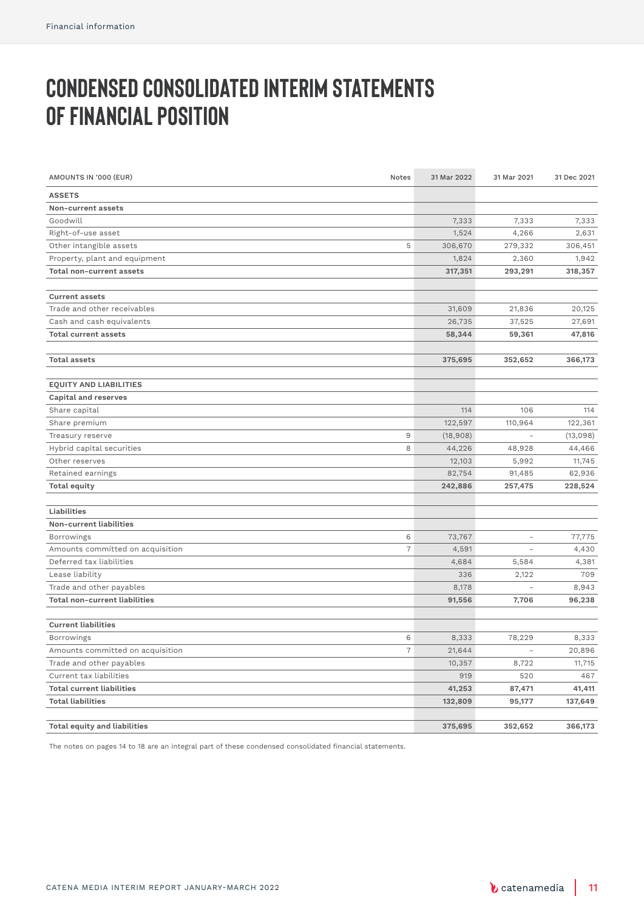# CONDENSED CONSOLIDATED INTERIM STATEMENTS OF FINANCIAL POSITION

| AMOUNTS IN '000 (EUR) | Notes | 31 Mar 2022 | 31 Mar 2021 | 31 Dec 2021 |
|---|---|---|---|---|
| **ASSETS** | | | | |
| **Non-current assets** | | | | |
| Goodwill | | 7,333 | 7,333 | 7,333 |
| Right-of-use asset | | 1,524 | 4,266 | 2,631 |
| Other intangible assets | 5 | 306,670 | 279,332 | 306,451 |
| Property, plant and equipment | | 1,824 | 2,360 | 1,942 |
| **Total non-current assets** | | **317,351** | **293,291** | **318,357** |
| | | | | |
| **Current assets** | | | | |
| Trade and other receivables | | 31,609 | 21,836 | 20,125 |
| Cash and cash equivalents | | 26,735 | 37,525 | 27,691 |
| **Total current assets** | | **58,344** | **59,361** | **47,816** |
| | | | | |
| **Total assets** | | **375,695** | **352,652** | **366,173** |
| | | | | |
| **EQUITY AND LIABILITIES** | | | | |
| **Capital and reserves** | | | | |
| Share capital | | 114 | 106 | 114 |
| Share premium | | 122,597 | 110,964 | 122,361 |
| Treasury reserve | 9 | (18,908) | - | (13,098) |
| Hybrid capital securities | 8 | 44,226 | 48,928 | 44,466 |
| Other reserves | | 12,103 | 5,992 | 11,745 |
| Retained earnings | | 82,754 | 91,485 | 62,936 |
| **Total equity** | | **242,886** | **257,475** | **228,524** |
| | | | | |
| **Liabilities** | | | | |
| **Non-current liabilities** | | | | |
| Borrowings | 6 | 73,767 | - | 77,775 |
| Amounts committed on acquisition | 7 | 4,591 | - | 4,430 |
| Deferred tax liabilities | | 4,684 | 5,584 | 4,381 |
| Lease liability | | 336 | 2,122 | 709 |
| Trade and other payables | | 8,178 | - | 8,943 |
| **Total non-current liabilities** | | **91,556** | **7,706** | **96,238** |
| | | | | |
| **Current liabilities** | | | | |
| Borrowings | 6 | 8,333 | 78,229 | 8,333 |
| Amounts committed on acquisition | 7 | 21,644 | - | 20,896 |
| Trade and other payables | | 10,357 | 8,722 | 11,715 |
| Current tax liabilities | | 919 | 520 | 467 |
| **Total current liabilities** | | **41,253** | **87,471** | **41,411** |
| **Total liabilities** | | **132,809** | **95,177** | **137,649** |
| | | | | |
| **Total equity and liabilities** | | **375,695** | **352,652** | **366,173** |

The notes on pages 14 to 18 are an integral part of these condensed consolidated financial statements.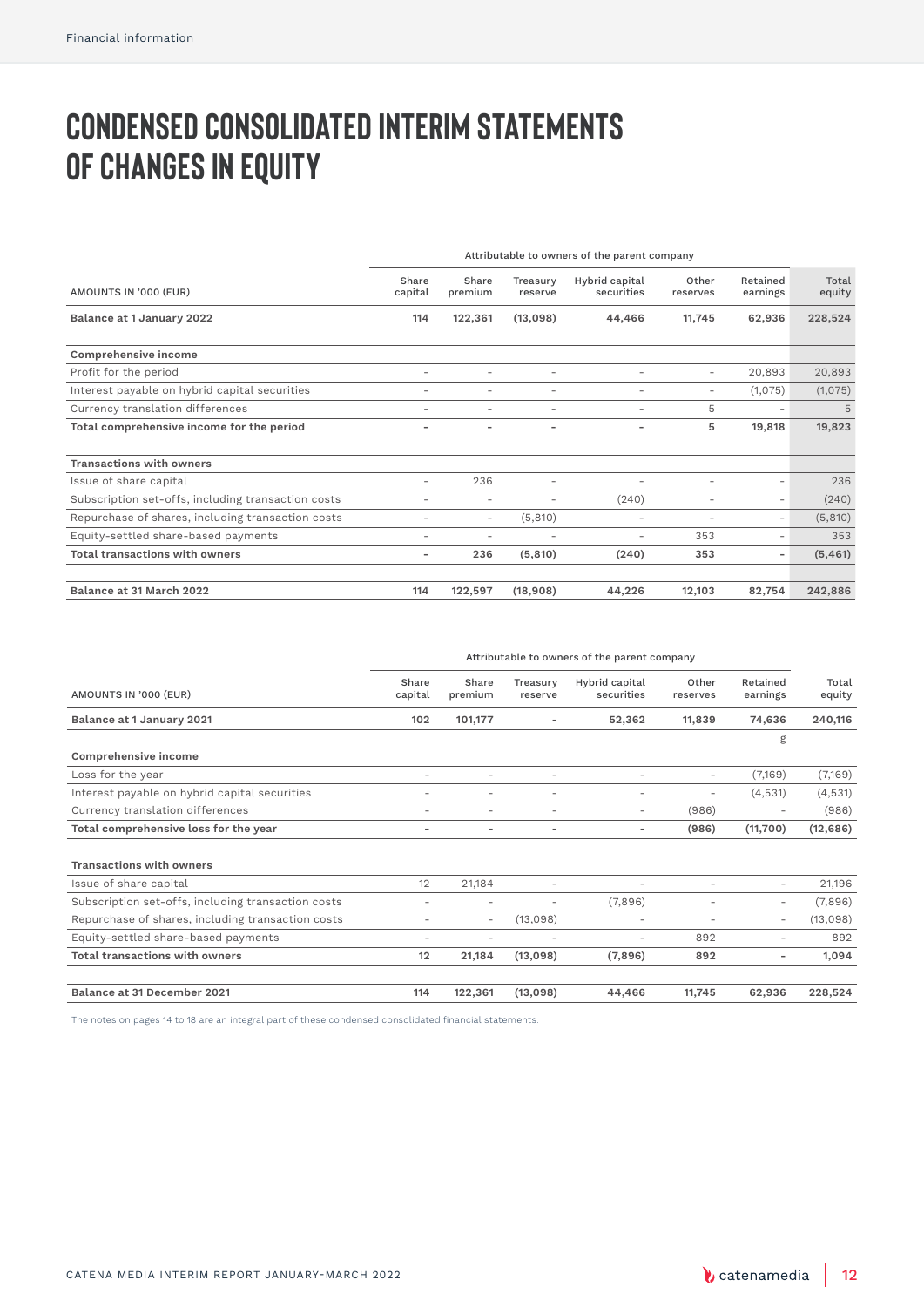# CONDENSED CONSOLIDATED INTERIM STATEMENTS OF CHANGES IN EQUITY

| | Attributable to owners of the parent company | | | | | | |
|---|---|---|---|---|---|---|---|
| AMOUNTS IN '000 (EUR) | Share capital | Share premium | Treasury reserve | Hybrid capital securities | Other reserves | Retained earnings | Total equity |
| **Balance at 1 January 2022** | **114** | **122,361** | **(13,098)** | **44,466** | **11,745** | **62,936** | **228,524** |
| | | | | | | | |
| **Comprehensive income** | | | | | | | |
| Profit for the period | – | – | – | – | – | 20,893 | 20,893 |
| Interest payable on hybrid capital securities | – | – | – | – | – | (1,075) | (1,075) |
| Currency translation differences | – | – | – | – | 5 | – | 5 |
| **Total comprehensive income for the period** | **–** | **–** | **–** | **–** | **5** | **19,818** | **19,823** |
| | | | | | | | |
| **Transactions with owners** | | | | | | | |
| Issue of share capital | – | 236 | – | – | – | – | 236 |
| Subscription set-offs, including transaction costs | – | – | – | (240) | – | – | (240) |
| Repurchase of shares, including transaction costs | – | – | (5,810) | – | – | – | (5,810) |
| Equity-settled share-based payments | – | – | – | – | 353 | – | 353 |
| **Total transactions with owners** | **–** | **236** | **(5,810)** | **(240)** | **353** | **–** | **(5,461)** |
| | | | | | | | |
| **Balance at 31 March 2022** | **114** | **122,597** | **(18,908)** | **44,226** | **12,103** | **82,754** | **242,886** |

| | Attributable to owners of the parent company | | | | | | |
|---|---|---|---|---|---|---|---|
| AMOUNTS IN '000 (EUR) | Share capital | Share premium | Treasury reserve | Hybrid capital securities | Other reserves | Retained earnings | Total equity |
| **Balance at 1 January 2021** | **102** | **101,177** | **–** | **52,362** | **11,839** | **74,636** | **240,116** |
| | | | | | | g | |
| **Comprehensive income** | | | | | | | |
| Loss for the year | – | – | – | – | – | (7,169) | (7,169) |
| Interest payable on hybrid capital securities | – | – | – | – | – | (4,531) | (4,531) |
| Currency translation differences | – | – | – | – | (986) | – | (986) |
| **Total comprehensive loss for the year** | **–** | **–** | **–** | **–** | **(986)** | **(11,700)** | **(12,686)** |
| | | | | | | | |
| **Transactions with owners** | | | | | | | |
| Issue of share capital | 12 | 21,184 | – | – | – | – | 21,196 |
| Subscription set-offs, including transaction costs | – | – | – | (7,896) | – | – | (7,896) |
| Repurchase of shares, including transaction costs | – | – | (13,098) | – | – | – | (13,098) |
| Equity-settled share-based payments | – | – | – | – | 892 | – | 892 |
| **Total transactions with owners** | **12** | **21,184** | **(13,098)** | **(7,896)** | **892** | **–** | **1,094** |
| | | | | | | | |
| **Balance at 31 December 2021** | **114** | **122,361** | **(13,098)** | **44,466** | **11,745** | **62,936** | **228,524** |

The notes on pages 14 to 18 are an integral part of these condensed consolidated financial statements.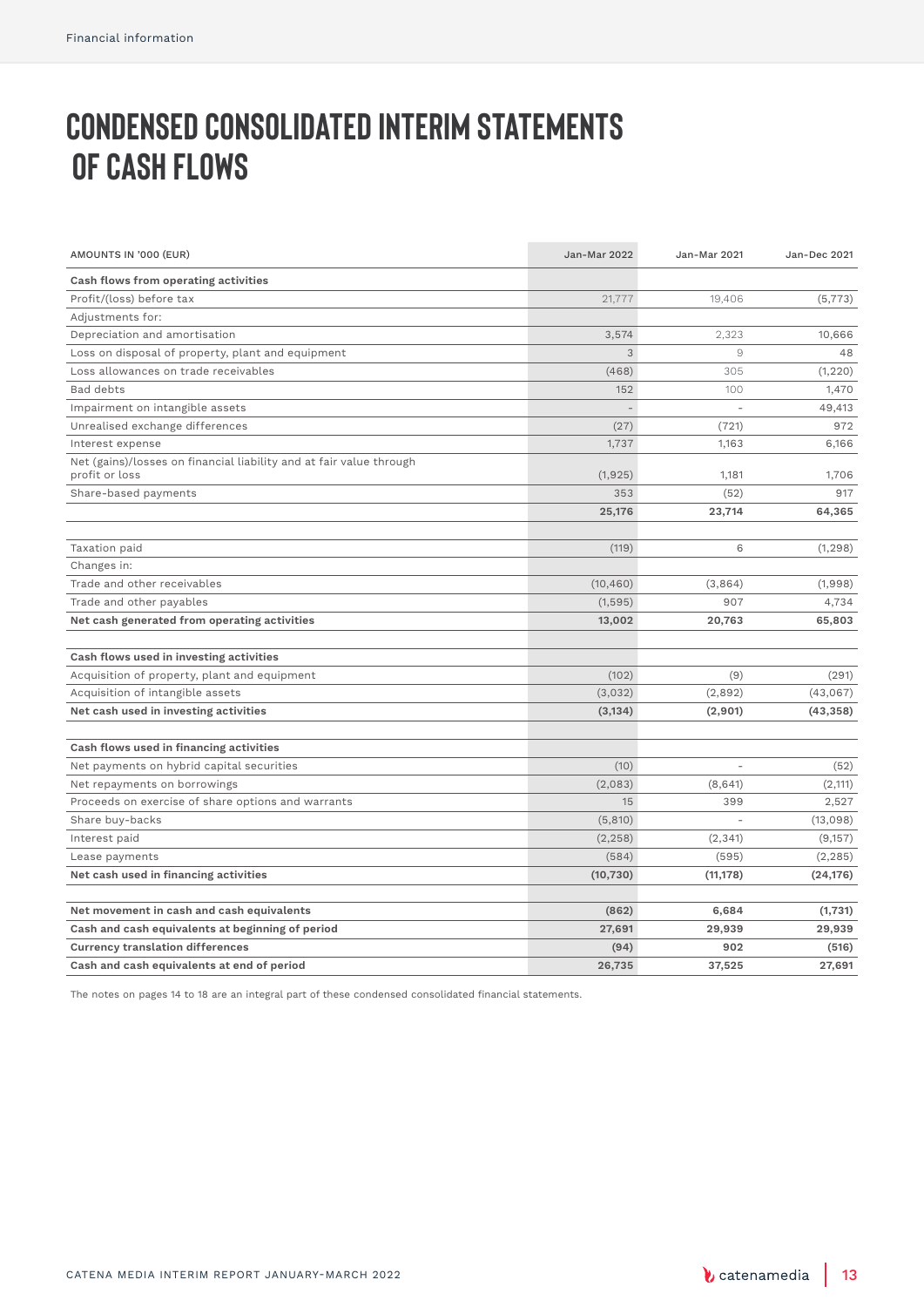# CONDENSED CONSOLIDATED INTERIM STATEMENTS OF CASH FLOWS

| AMOUNTS IN '000 (EUR) | Jan-Mar 2022 | Jan-Mar 2021 | Jan-Dec 2021 |
|---|---|---|---|
| **Cash flows from operating activities** | | | |
| Profit/(loss) before tax | 21,777 | 19,406 | (5,773) |
| Adjustments for: | | | |
| Depreciation and amortisation | 3,574 | 2,323 | 10,666 |
| Loss on disposal of property, plant and equipment | 3 | 9 | 48 |
| Loss allowances on trade receivables | (468) | 305 | (1,220) |
| Bad debts | 152 | 100 | 1,470 |
| Impairment on intangible assets | - | - | 49,413 |
| Unrealised exchange differences | (27) | (721) | 972 |
| Interest expense | 1,737 | 1,163 | 6,166 |
| Net (gains)/losses on financial liability and at fair value through profit or loss | (1,925) | 1,181 | 1,706 |
| Share-based payments | 353 | (52) | 917 |
| | **25,176** | **23,714** | **64,365** |
| | | | |
| Taxation paid | (119) | 6 | (1,298) |
| Changes in: | | | |
| Trade and other receivables | (10,460) | (3,864) | (1,998) |
| Trade and other payables | (1,595) | 907 | 4,734 |
| **Net cash generated from operating activities** | **13,002** | **20,763** | **65,803** |
| | | | |
| **Cash flows used in investing activities** | | | |
| Acquisition of property, plant and equipment | (102) | (9) | (291) |
| Acquisition of intangible assets | (3,032) | (2,892) | (43,067) |
| **Net cash used in investing activities** | **(3,134)** | **(2,901)** | **(43,358)** |
| | | | |
| **Cash flows used in financing activities** | | | |
| Net payments on hybrid capital securities | (10) | - | (52) |
| Net repayments on borrowings | (2,083) | (8,641) | (2,111) |
| Proceeds on exercise of share options and warrants | 15 | 399 | 2,527 |
| Share buy-backs | (5,810) | - | (13,098) |
| Interest paid | (2,258) | (2,341) | (9,157) |
| Lease payments | (584) | (595) | (2,285) |
| **Net cash used in financing activities** | **(10,730)** | **(11,178)** | **(24,176)** |
| | | | |
| **Net movement in cash and cash equivalents** | **(862)** | **6,684** | **(1,731)** |
| **Cash and cash equivalents at beginning of period** | **27,691** | **29,939** | **29,939** |
| **Currency translation differences** | **(94)** | **902** | **(516)** |
| **Cash and cash equivalents at end of period** | **26,735** | **37,525** | **27,691** |

The notes on pages 14 to 18 are an integral part of these condensed consolidated financial statements.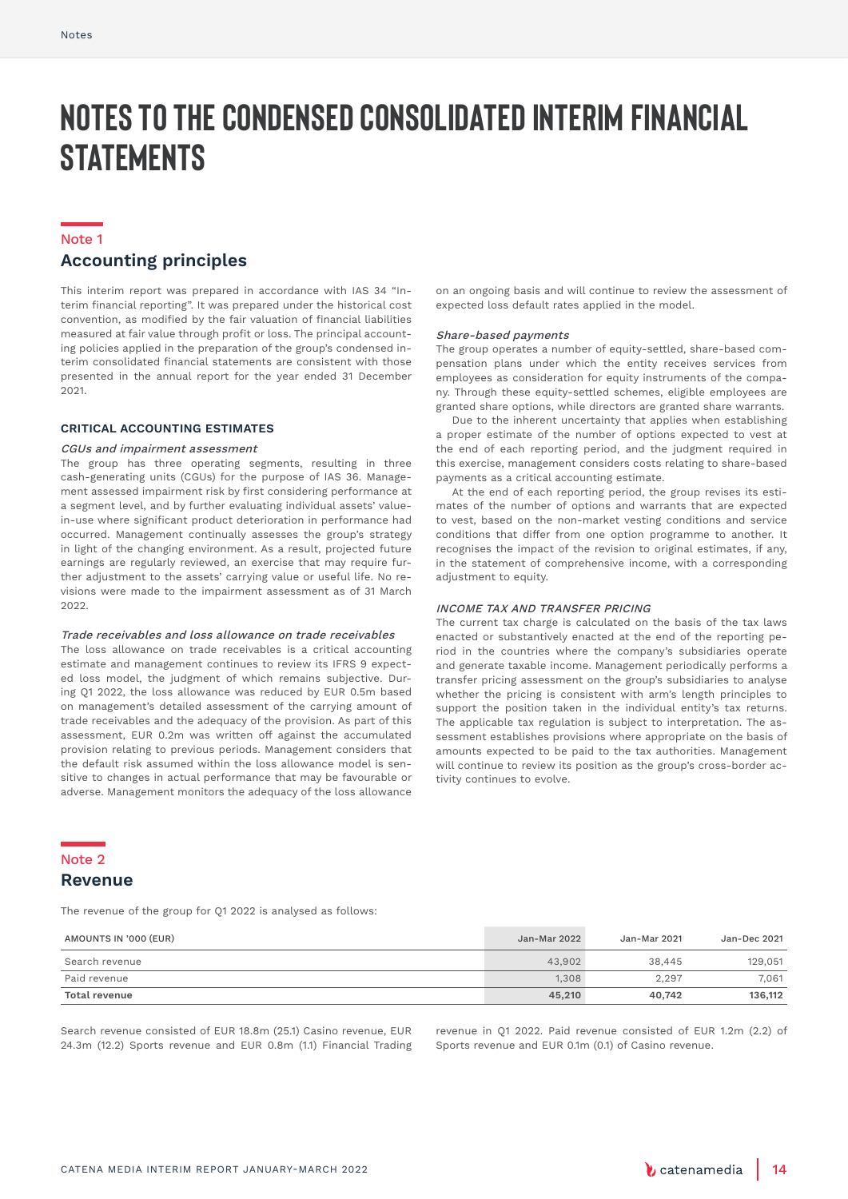# NOTES TO THE CONDENSED CONSOLIDATED INTERIM FINANCIAL STATEMENTS

## Note 1
## Accounting principles

This interim report was prepared in accordance with IAS 34 "Interim financial reporting". It was prepared under the historical cost convention, as modified by the fair valuation of financial liabilities measured at fair value through profit or loss. The principal accounting policies applied in the preparation of the group's condensed interim consolidated financial statements are consistent with those presented in the annual report for the year ended 31 December 2021.

### CRITICAL ACCOUNTING ESTIMATES

*CGUs and impairment assessment*
The group has three operating segments, resulting in three cash-generating units (CGUs) for the purpose of IAS 36. Management assessed impairment risk by first considering performance at a segment level, and by further evaluating individual assets' value-in-use where significant product deterioration in performance had occurred. Management continually assesses the group's strategy in light of the changing environment. As a result, projected future earnings are regularly reviewed, an exercise that may require further adjustment to the assets' carrying value or useful life. No revisions were made to the impairment assessment as of 31 March 2022.

*Trade receivables and loss allowance on trade receivables*
The loss allowance on trade receivables is a critical accounting estimate and management continues to review its IFRS 9 expected loss model, the judgment of which remains subjective. During Q1 2022, the loss allowance was reduced by EUR 0.5m based on management's detailed assessment of the carrying amount of trade receivables and the adequacy of the provision. As part of this assessment, EUR 0.2m was written off against the accumulated provision relating to previous periods. Management considers that the default risk assumed within the loss allowance model is sensitive to changes in actual performance that may be favourable or adverse. Management monitors the adequacy of the loss allowance on an ongoing basis and will continue to review the assessment of expected loss default rates applied in the model.

*Share-based payments*
The group operates a number of equity-settled, share-based compensation plans under which the entity receives services from employees as consideration for equity instruments of the company. Through these equity-settled schemes, eligible employees are granted share options, while directors are granted share warrants.

Due to the inherent uncertainty that applies when establishing a proper estimate of the number of options expected to vest at the end of each reporting period, and the judgment required in this exercise, management considers costs relating to share-based payments as a critical accounting estimate.

At the end of each reporting period, the group revises its estimates of the number of options and warrants that are expected to vest, based on the non-market vesting conditions and service conditions that differ from one option programme to another. It recognises the impact of the revision to original estimates, if any, in the statement of comprehensive income, with a corresponding adjustment to equity.

*INCOME TAX AND TRANSFER PRICING*
The current tax charge is calculated on the basis of the tax laws enacted or substantively enacted at the end of the reporting period in the countries where the company's subsidiaries operate and generate taxable income. Management periodically performs a transfer pricing assessment on the group's subsidiaries to analyse whether the pricing is consistent with arm's length principles to support the position taken in the individual entity's tax returns. The applicable tax regulation is subject to interpretation. The assessment establishes provisions where appropriate on the basis of amounts expected to be paid to the tax authorities. Management will continue to review its position as the group's cross-border activity continues to evolve.

## Note 2
## Revenue

The revenue of the group for Q1 2022 is analysed as follows:

| AMOUNTS IN '000 (EUR) | Jan-Mar 2022 | Jan-Mar 2021 | Jan-Dec 2021 |
|---|---|---|---|
| Search revenue | 43,902 | 38,445 | 129,051 |
| Paid revenue | 1,308 | 2,297 | 7,061 |
| **Total revenue** | **45,210** | **40,742** | **136,112** |

Search revenue consisted of EUR 18.8m (25.1) Casino revenue, EUR 24.3m (12.2) Sports revenue and EUR 0.8m (1.1) Financial Trading revenue in Q1 2022. Paid revenue consisted of EUR 1.2m (2.2) of Sports revenue and EUR 0.1m (0.1) of Casino revenue.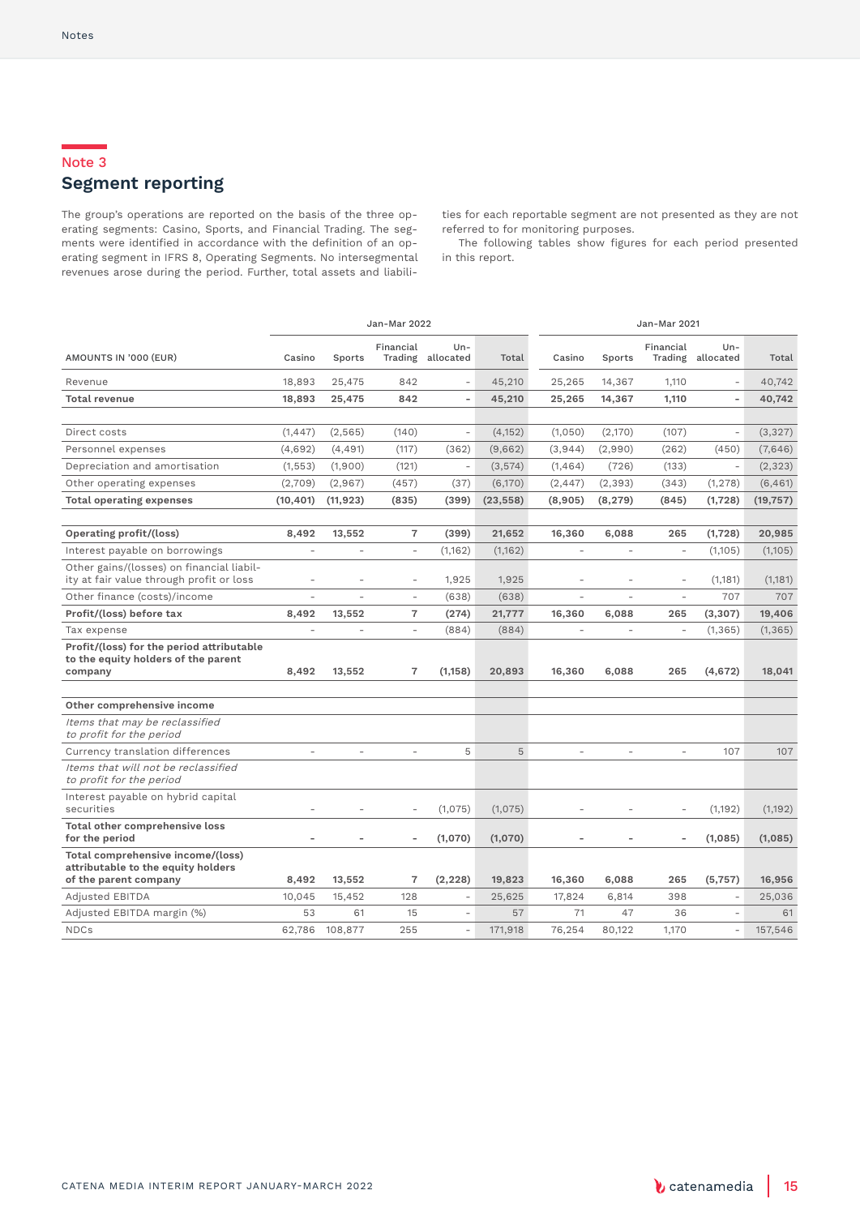## Note 3
## Segment reporting

The group's operations are reported on the basis of the three operating segments: Casino, Sports, and Financial Trading. The segments were identified in accordance with the definition of an operating segment in IFRS 8, Operating Segments. No intersegmental revenues arose during the period. Further, total assets and liabilities for each reportable segment are not presented as they are not referred to for monitoring purposes.

The following tables show figures for each period presented in this report.

| | Jan-Mar 2022 | | | | | Jan-Mar 2021 | | | | |
|---|---|---|---|---|---|---|---|---|---|---|
| AMOUNTS IN '000 (EUR) | Casino | Sports | Financial Trading | Un-allocated | Total | Casino | Sports | Financial Trading | Un-allocated | Total |
| Revenue | 18,893 | 25,475 | 842 | – | 45,210 | 25,265 | 14,367 | 1,110 | – | 40,742 |
| **Total revenue** | **18,893** | **25,475** | **842** | **–** | **45,210** | **25,265** | **14,367** | **1,110** | **–** | **40,742** |
| | | | | | | | | | | |
| Direct costs | (1,447) | (2,565) | (140) | – | (4,152) | (1,050) | (2,170) | (107) | – | (3,327) |
| Personnel expenses | (4,692) | (4,491) | (117) | (362) | (9,662) | (3,944) | (2,990) | (262) | (450) | (7,646) |
| Depreciation and amortisation | (1,553) | (1,900) | (121) | – | (3,574) | (1,464) | (726) | (133) | – | (2,323) |
| Other operating expenses | (2,709) | (2,967) | (457) | (37) | (6,170) | (2,447) | (2,393) | (343) | (1,278) | (6,461) |
| **Total operating expenses** | **(10,401)** | **(11,923)** | **(835)** | **(399)** | **(23,558)** | **(8,905)** | **(8,279)** | **(845)** | **(1,728)** | **(19,757)** |
| | | | | | | | | | | |
| **Operating profit/(loss)** | **8,492** | **13,552** | **7** | **(399)** | **21,652** | **16,360** | **6,088** | **265** | **(1,728)** | **20,985** |
| Interest payable on borrowings | – | – | – | (1,162) | (1,162) | – | – | – | (1,105) | (1,105) |
| Other gains/(losses) on financial liability at fair value through profit or loss | – | – | – | 1,925 | 1,925 | – | – | – | (1,181) | (1,181) |
| Other finance (costs)/income | – | – | – | (638) | (638) | – | – | – | 707 | 707 |
| **Profit/(loss) before tax** | **8,492** | **13,552** | **7** | **(274)** | **21,777** | **16,360** | **6,088** | **265** | **(3,307)** | **19,406** |
| Tax expense | – | – | – | (884) | (884) | – | – | – | (1,365) | (1,365) |
| **Profit/(loss) for the period attributable to the equity holders of the parent company** | **8,492** | **13,552** | **7** | **(1,158)** | **20,893** | **16,360** | **6,088** | **265** | **(4,672)** | **18,041** |
| | | | | | | | | | | |
| **Other comprehensive income** | | | | | | | | | | |
| *Items that may be reclassified to profit for the period* | | | | | | | | | | |
| Currency translation differences | – | – | – | 5 | 5 | – | – | – | 107 | 107 |
| *Items that will not be reclassified to profit for the period* | | | | | | | | | | |
| Interest payable on hybrid capital securities | – | – | – | (1,075) | (1,075) | – | – | – | (1,192) | (1,192) |
| **Total other comprehensive loss for the period** | **–** | **–** | **–** | **(1,070)** | **(1,070)** | **–** | **–** | **–** | **(1,085)** | **(1,085)** |
| **Total comprehensive income/(loss) attributable to the equity holders of the parent company** | **8,492** | **13,552** | **7** | **(2,228)** | **19,823** | **16,360** | **6,088** | **265** | **(5,757)** | **16,956** |
| Adjusted EBITDA | 10,045 | 15,452 | 128 | – | 25,625 | 17,824 | 6,814 | 398 | – | 25,036 |
| Adjusted EBITDA margin (%) | 53 | 61 | 15 | – | 57 | 71 | 47 | 36 | – | 61 |
| NDCs | 62,786 | 108,877 | 255 | – | 171,918 | 76,254 | 80,122 | 1,170 | – | 157,546 |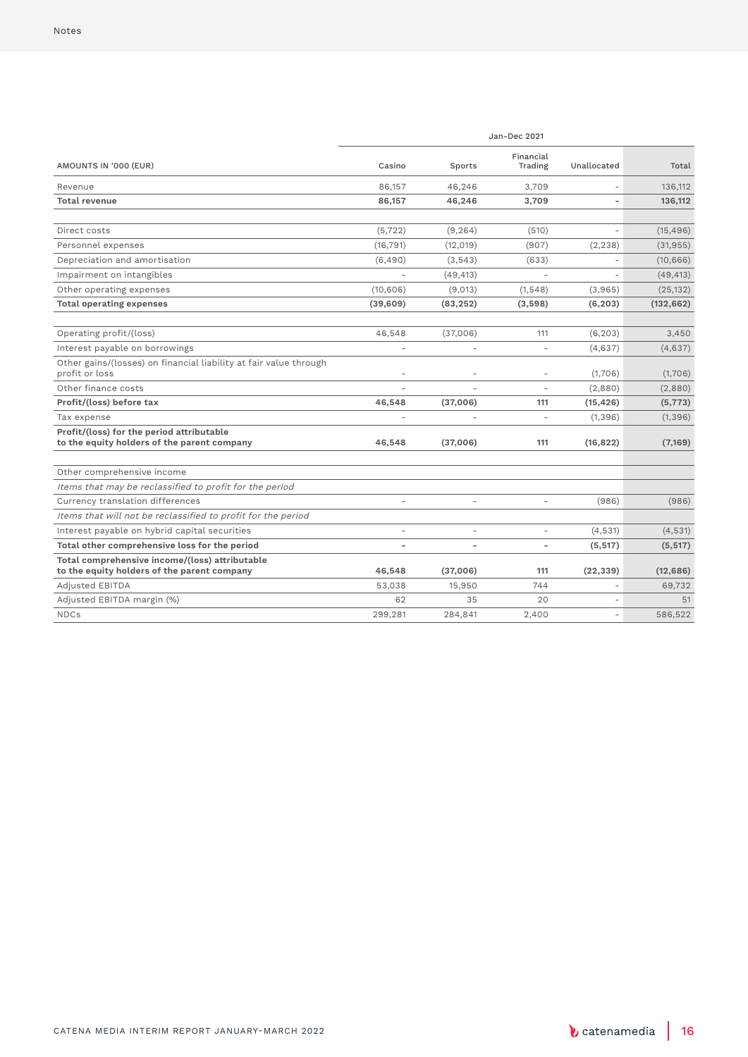| AMOUNTS IN '000 (EUR) | Jan-Dec 2021 | | | | |
|---|---|---|---|---|---|
| | Casino | Sports | Financial Trading | Unallocated | Total |
| Revenue | 86,157 | 46,246 | 3,709 | – | 136,112 |
| **Total revenue** | **86,157** | **46,246** | **3,709** | **–** | **136,112** |
| | | | | | |
| Direct costs | (5,722) | (9,264) | (510) | – | (15,496) |
| Personnel expenses | (16,791) | (12,019) | (907) | (2,238) | (31,955) |
| Depreciation and amortisation | (6,490) | (3,543) | (633) | – | (10,666) |
| Impairment on intangibles | – | (49,413) | – | – | (49,413) |
| Other operating expenses | (10,606) | (9,013) | (1,548) | (3,965) | (25,132) |
| **Total operating expenses** | **(39,609)** | **(83,252)** | **(3,598)** | **(6,203)** | **(132,662)** |
| | | | | | |
| Operating profit/(loss) | 46,548 | (37,006) | 111 | (6,203) | 3,450 |
| Interest payable on borrowings | – | – | – | (4,637) | (4,637) |
| Other gains/(losses) on financial liability at fair value through profit or loss | – | – | – | (1,706) | (1,706) |
| Other finance costs | – | – | – | (2,880) | (2,880) |
| **Profit/(loss) before tax** | **46,548** | **(37,006)** | **111** | **(15,426)** | **(5,773)** |
| Tax expense | – | – | – | (1,396) | (1,396) |
| **Profit/(loss) for the period attributable to the equity holders of the parent company** | **46,548** | **(37,006)** | **111** | **(16,822)** | **(7,169)** |
| | | | | | |
| Other comprehensive income | | | | | |
| *Items that may be reclassified to profit for the period* | | | | | |
| Currency translation differences | – | – | – | (986) | (986) |
| *Items that will not be reclassified to profit for the period* | | | | | |
| Interest payable on hybrid capital securities | – | – | – | (4,531) | (4,531) |
| **Total other comprehensive loss for the period** | **–** | **–** | **–** | **(5,517)** | **(5,517)** |
| **Total comprehensive income/(loss) attributable to the equity holders of the parent company** | **46,548** | **(37,006)** | **111** | **(22,339)** | **(12,686)** |
| Adjusted EBITDA | 53,038 | 15,950 | 744 | – | 69,732 |
| Adjusted EBITDA margin (%) | 62 | 35 | 20 | – | 51 |
| NDCs | 299,281 | 284,841 | 2,400 | – | 586,522 |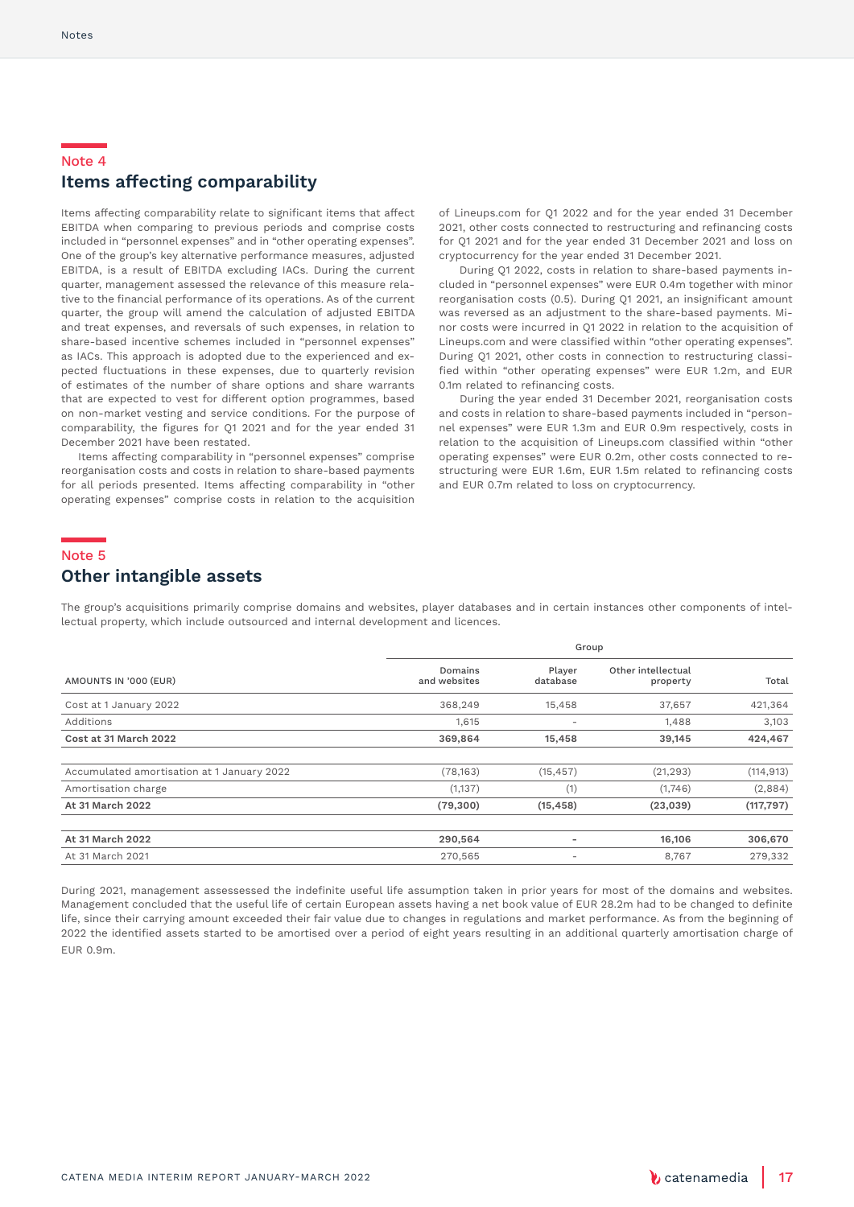## Note 4
### Items affecting comparability

Items affecting comparability relate to significant items that affect EBITDA when comparing to previous periods and comprise costs included in "personnel expenses" and in "other operating expenses". One of the group's key alternative performance measures, adjusted EBITDA, is a result of EBITDA excluding IACs. During the current quarter, management assessed the relevance of this measure relative to the financial performance of its operations. As of the current quarter, the group will amend the calculation of adjusted EBITDA and treat expenses, and reversals of such expenses, in relation to share-based incentive schemes included in "personnel expenses" as IACs. This approach is adopted due to the experienced and expected fluctuations in these expenses, due to quarterly revision of estimates of the number of share options and share warrants that are expected to vest for different option programmes, based on non-market vesting and service conditions. For the purpose of comparability, the figures for Q1 2021 and for the year ended 31 December 2021 have been restated.

Items affecting comparability in "personnel expenses" comprise reorganisation costs and costs in relation to share-based payments for all periods presented. Items affecting comparability in "other operating expenses" comprise costs in relation to the acquisition of Lineups.com for Q1 2022 and for the year ended 31 December 2021, other costs connected to restructuring and refinancing costs for Q1 2021 and for the year ended 31 December 2021 and loss on cryptocurrency for the year ended 31 December 2021.

During Q1 2022, costs in relation to share-based payments included in "personnel expenses" were EUR 0.4m together with minor reorganisation costs (0.5). During Q1 2021, an insignificant amount was reversed as an adjustment to the share-based payments. Minor costs were incurred in Q1 2022 in relation to the acquisition of Lineups.com and were classified within "other operating expenses". During Q1 2021, other costs in connection to restructuring classified within "other operating expenses" were EUR 1.2m, and EUR 0.1m related to refinancing costs.

During the year ended 31 December 2021, reorganisation costs and costs in relation to share-based payments included in "personnel expenses" were EUR 1.3m and EUR 0.9m respectively, costs in relation to the acquisition of Lineups.com classified within "other operating expenses" were EUR 0.2m, other costs connected to restructuring were EUR 1.6m, EUR 1.5m related to refinancing costs and EUR 0.7m related to loss on cryptocurrency.

## Note 5
### Other intangible assets

The group's acquisitions primarily comprise domains and websites, player databases and in certain instances other components of intellectual property, which include outsourced and internal development and licences.

| | Group | | | |
|---|---|---|---|---|
| AMOUNTS IN '000 (EUR) | Domains and websites | Player database | Other intellectual property | Total |
| Cost at 1 January 2022 | 368,249 | 15,458 | 37,657 | 421,364 |
| Additions | 1,615 | - | 1,488 | 3,103 |
| **Cost at 31 March 2022** | **369,864** | **15,458** | **39,145** | **424,467** |
| | | | | |
| Accumulated amortisation at 1 January 2022 | (78,163) | (15,457) | (21,293) | (114,913) |
| Amortisation charge | (1,137) | (1) | (1,746) | (2,884) |
| **At 31 March 2022** | **(79,300)** | **(15,458)** | **(23,039)** | **(117,797)** |
| | | | | |
| **At 31 March 2022** | **290,564** | **-** | **16,106** | **306,670** |
| At 31 March 2021 | 270,565 | - | 8,767 | 279,332 |

During 2021, management assessessed the indefinite useful life assumption taken in prior years for most of the domains and websites. Management concluded that the useful life of certain European assets having a net book value of EUR 28.2m had to be changed to definite life, since their carrying amount exceeded their fair value due to changes in regulations and market performance. As from the beginning of 2022 the identified assets started to be amortised over a period of eight years resulting in an additional quarterly amortisation charge of EUR 0.9m.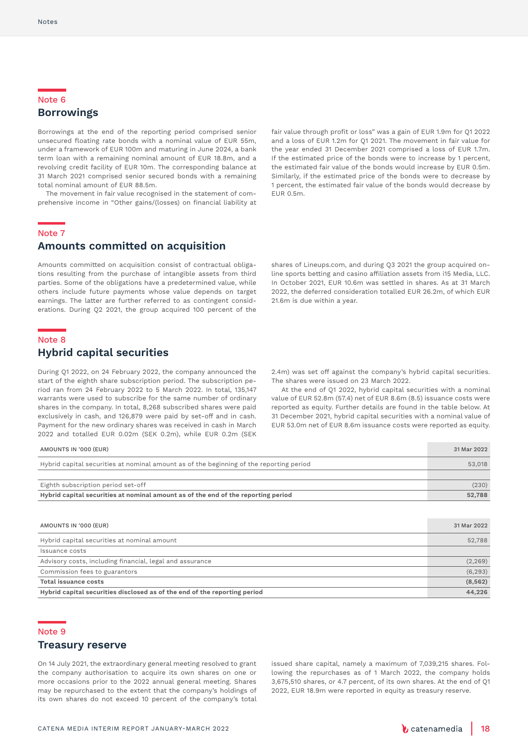## Note 6
## Borrowings

Borrowings at the end of the reporting period comprised senior unsecured floating rate bonds with a nominal value of EUR 55m, under a framework of EUR 100m and maturing in June 2024, a bank term loan with a remaining nominal amount of EUR 18.8m, and a revolving credit facility of EUR 10m. The corresponding balance at 31 March 2021 comprised senior secured bonds with a remaining total nominal amount of EUR 88.5m.

The movement in fair value recognised in the statement of comprehensive income in "Other gains/(losses) on financial liability at fair value through profit or loss" was a gain of EUR 1.9m for Q1 2022 and a loss of EUR 1.2m for Q1 2021. The movement in fair value for the year ended 31 December 2021 comprised a loss of EUR 1.7m. If the estimated price of the bonds were to increase by 1 percent, the estimated fair value of the bonds would increase by EUR 0.5m. Similarly, if the estimated price of the bonds were to decrease by 1 percent, the estimated fair value of the bonds would decrease by EUR 0.5m.

## Note 7
## Amounts committed on acquisition

Amounts committed on acquisition consist of contractual obligations resulting from the purchase of intangible assets from third parties. Some of the obligations have a predetermined value, while others include future payments whose value depends on target earnings. The latter are further referred to as contingent considerations. During Q2 2021, the group acquired 100 percent of the shares of Lineups.com, and during Q3 2021 the group acquired online sports betting and casino affiliation assets from i15 Media, LLC. In October 2021, EUR 10.6m was settled in shares. As at 31 March 2022, the deferred consideration totalled EUR 26.2m, of which EUR 21.6m is due within a year.

## Note 8
## Hybrid capital securities

During Q1 2022, on 24 February 2022, the company announced the start of the eighth share subscription period. The subscription period ran from 24 February 2022 to 5 March 2022. In total, 135,147 warrants were used to subscribe for the same number of ordinary shares in the company. In total, 8,268 subscribed shares were paid exclusively in cash, and 126,879 were paid by set-off and in cash. Payment for the new ordinary shares was received in cash in March 2022 and totalled EUR 0.02m (SEK 0.2m), while EUR 0.2m (SEK 2.4m) was set off against the company's hybrid capital securities. The shares were issued on 23 March 2022.

At the end of Q1 2022, hybrid capital securities with a nominal value of EUR 52.8m (57.4) net of EUR 8.6m (8.5) issuance costs were reported as equity. Further details are found in the table below. At 31 December 2021, hybrid capital securities with a nominal value of EUR 53.0m net of EUR 8.6m issuance costs were reported as equity.

| AMOUNTS IN '000 (EUR) | 31 Mar 2022 |
|---|---|
| Hybrid capital securities at nominal amount as of the beginning of the reporting period | 53,018 |
| | |
| Eighth subscription period set-off | (230) |
| **Hybrid capital securities at nominal amount as of the end of the reporting period** | **52,788** |

| AMOUNTS IN '000 (EUR) | 31 Mar 2022 |
|---|---|
| Hybrid capital securities at nominal amount | 52,788 |
| Issuance costs | |
| Advisory costs, including financial, legal and assurance | (2,269) |
| Commission fees to guarantors | (6,293) |
| **Total issuance costs** | **(8,562)** |
| **Hybrid capital securities disclosed as of the end of the reporting period** | **44,226** |

## Note 9
## Treasury reserve

On 14 July 2021, the extraordinary general meeting resolved to grant the company authorisation to acquire its own shares on one or more occasions prior to the 2022 annual general meeting. Shares may be repurchased to the extent that the company's holdings of its own shares do not exceed 10 percent of the company's total issued share capital, namely a maximum of 7,039,215 shares. Following the repurchases as of 1 March 2022, the company holds 3,675,510 shares, or 4.7 percent, of its own shares. At the end of Q1 2022, EUR 18.9m were reported in equity as treasury reserve.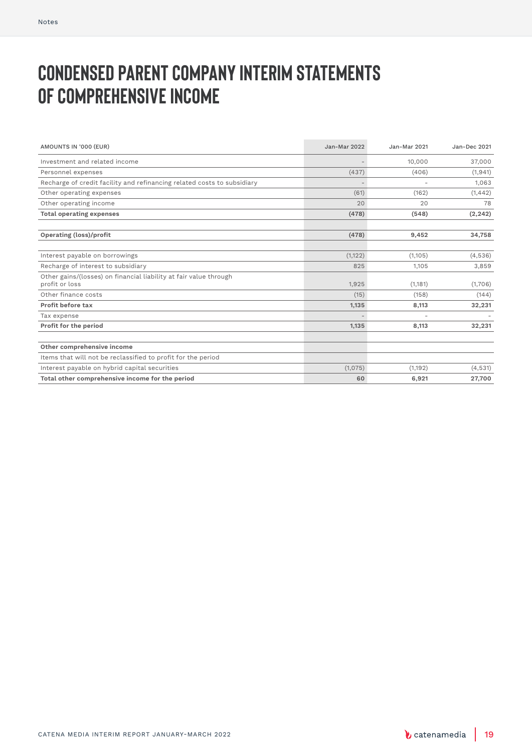# CONDENSED PARENT COMPANY INTERIM STATEMENTS OF COMPREHENSIVE INCOME

| AMOUNTS IN '000 (EUR) | Jan-Mar 2022 | Jan-Mar 2021 | Jan-Dec 2021 |
|---|---|---|---|
| Investment and related income | - | 10,000 | 37,000 |
| Personnel expenses | (437) | (406) | (1,941) |
| Recharge of credit facility and refinancing related costs to subsidiary | - | - | 1,063 |
| Other operating expenses | (61) | (162) | (1,442) |
| Other operating income | 20 | 20 | 78 |
| **Total operating expenses** | **(478)** | **(548)** | **(2,242)** |
| | | | |
| **Operating (loss)/profit** | **(478)** | **9,452** | **34,758** |
| | | | |
| Interest payable on borrowings | (1,122) | (1,105) | (4,536) |
| Recharge of interest to subsidiary | 825 | 1,105 | 3,859 |
| Other gains/(losses) on financial liability at fair value through profit or loss | 1,925 | (1,181) | (1,706) |
| Other finance costs | (15) | (158) | (144) |
| **Profit before tax** | **1,135** | **8,113** | **32,231** |
| Tax expense | - | - | - |
| **Profit for the period** | **1,135** | **8,113** | **32,231** |
| | | | |
| **Other comprehensive income** | | | |
| Items that will not be reclassified to profit for the period | | | |
| Interest payable on hybrid capital securities | (1,075) | (1,192) | (4,531) |
| **Total other comprehensive income for the period** | **60** | **6,921** | **27,700** |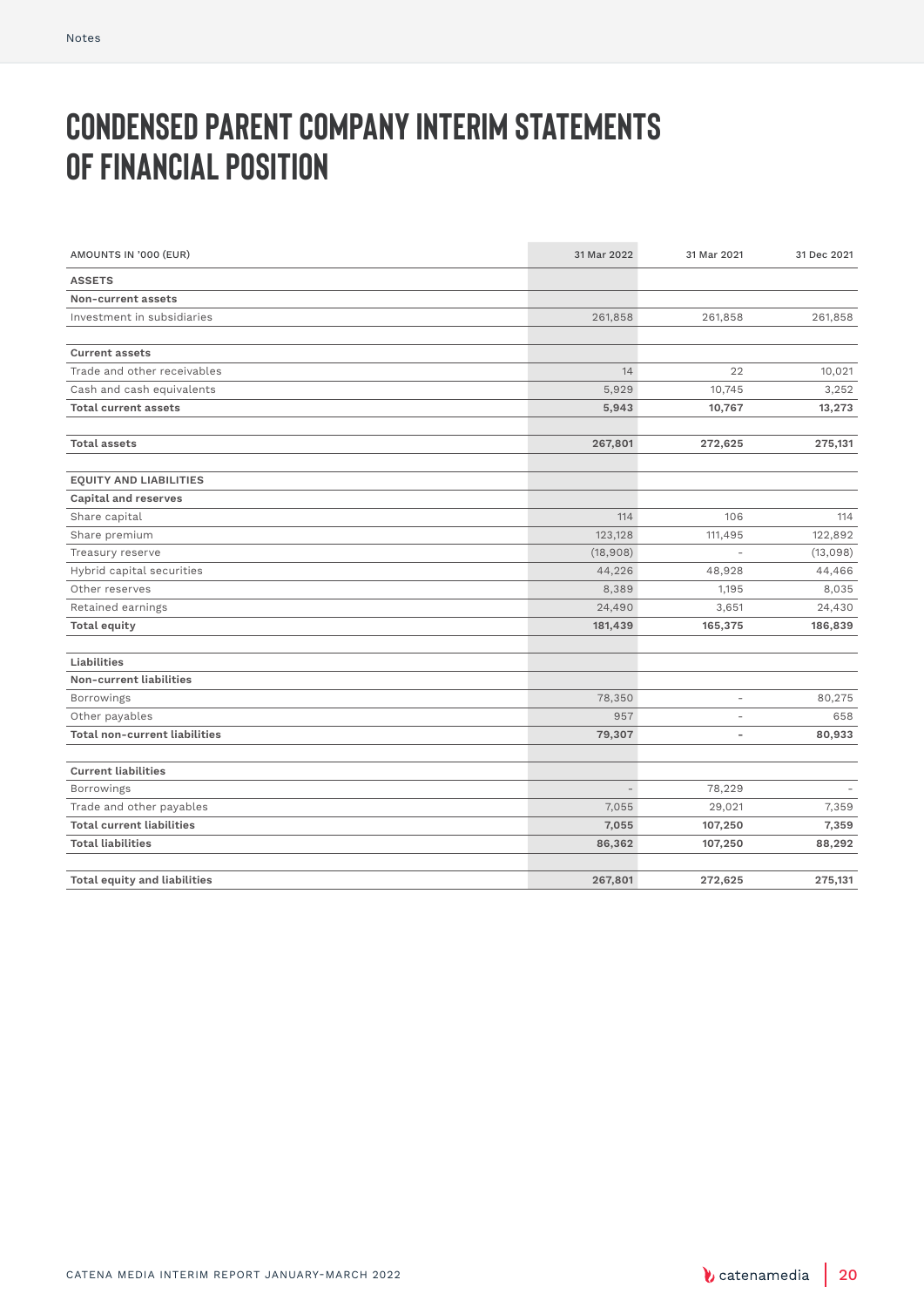# CONDENSED PARENT COMPANY INTERIM STATEMENTS OF FINANCIAL POSITION

| AMOUNTS IN '000 (EUR) | 31 Mar 2022 | 31 Mar 2021 | 31 Dec 2021 |
|---|---|---|---|
| **ASSETS** | | | |
| **Non-current assets** | | | |
| Investment in subsidiaries | 261,858 | 261,858 | 261,858 |
| | | | |
| **Current assets** | | | |
| Trade and other receivables | 14 | 22 | 10,021 |
| Cash and cash equivalents | 5,929 | 10,745 | 3,252 |
| **Total current assets** | **5,943** | **10,767** | **13,273** |
| | | | |
| **Total assets** | **267,801** | **272,625** | **275,131** |
| | | | |
| **EQUITY AND LIABILITIES** | | | |
| **Capital and reserves** | | | |
| Share capital | 114 | 106 | 114 |
| Share premium | 123,128 | 111,495 | 122,892 |
| Treasury reserve | (18,908) | - | (13,098) |
| Hybrid capital securities | 44,226 | 48,928 | 44,466 |
| Other reserves | 8,389 | 1,195 | 8,035 |
| Retained earnings | 24,490 | 3,651 | 24,430 |
| **Total equity** | **181,439** | **165,375** | **186,839** |
| | | | |
| **Liabilities** | | | |
| **Non-current liabilities** | | | |
| Borrowings | 78,350 | - | 80,275 |
| Other payables | 957 | - | 658 |
| **Total non-current liabilities** | **79,307** | **-** | **80,933** |
| | | | |
| **Current liabilities** | | | |
| Borrowings | - | 78,229 | - |
| Trade and other payables | 7,055 | 29,021 | 7,359 |
| **Total current liabilities** | **7,055** | **107,250** | **7,359** |
| **Total liabilities** | **86,362** | **107,250** | **88,292** |
| | | | |
| **Total equity and liabilities** | **267,801** | **272,625** | **275,131** |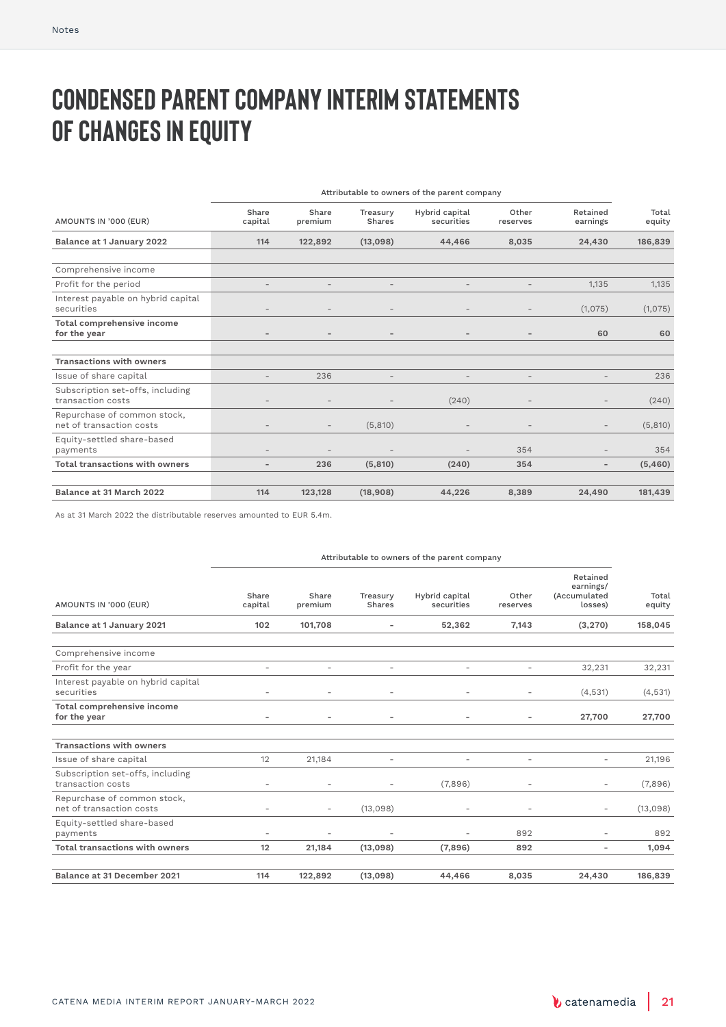# CONDENSED PARENT COMPANY INTERIM STATEMENTS OF CHANGES IN EQUITY

| | Attributable to owners of the parent company | | | | | | |
|---|---|---|---|---|---|---|---|
| AMOUNTS IN '000 (EUR) | Share capital | Share premium | Treasury Shares | Hybrid capital securities | Other reserves | Retained earnings | Total equity |
| **Balance at 1 January 2022** | **114** | **122,892** | **(13,098)** | **44,466** | **8,035** | **24,430** | **186,839** |
| | | | | | | | |
| Comprehensive income | | | | | | | |
| Profit for the period | – | – | – | – | – | 1,135 | 1,135 |
| Interest payable on hybrid capital securities | – | – | – | – | – | (1,075) | (1,075) |
| **Total comprehensive income for the year** | **–** | **–** | **–** | **–** | **–** | **60** | **60** |
| | | | | | | | |
| **Transactions with owners** | | | | | | | |
| Issue of share capital | – | 236 | – | – | – | – | 236 |
| Subscription set-offs, including transaction costs | – | – | – | (240) | – | – | (240) |
| Repurchase of common stock, net of transaction costs | – | – | (5,810) | – | – | – | (5,810) |
| Equity-settled share-based payments | – | – | – | – | 354 | – | 354 |
| **Total transactions with owners** | **–** | **236** | **(5,810)** | **(240)** | **354** | **–** | **(5,460)** |
| | | | | | | | |
| **Balance at 31 March 2022** | **114** | **123,128** | **(18,908)** | **44,226** | **8,389** | **24,490** | **181,439** |

As at 31 March 2022 the distributable reserves amounted to EUR 5.4m.

| | Attributable to owners of the parent company | | | | | | |
|---|---|---|---|---|---|---|---|
| AMOUNTS IN '000 (EUR) | Share capital | Share premium | Treasury Shares | Hybrid capital securities | Other reserves | Retained earnings/ (Accumulated losses) | Total equity |
| **Balance at 1 January 2021** | **102** | **101,708** | **–** | **52,362** | **7,143** | **(3,270)** | **158,045** |
| | | | | | | | |
| Comprehensive income | | | | | | | |
| Profit for the year | – | – | – | – | – | 32,231 | 32,231 |
| Interest payable on hybrid capital securities | – | – | – | – | – | (4,531) | (4,531) |
| **Total comprehensive income for the year** | **–** | **–** | **–** | **–** | **–** | **27,700** | **27,700** |
| | | | | | | | |
| **Transactions with owners** | | | | | | | |
| Issue of share capital | 12 | 21,184 | – | – | – | – | 21,196 |
| Subscription set-offs, including transaction costs | – | – | – | (7,896) | – | – | (7,896) |
| Repurchase of common stock, net of transaction costs | – | – | (13,098) | – | – | – | (13,098) |
| Equity-settled share-based payments | – | – | – | – | 892 | – | 892 |
| **Total transactions with owners** | **12** | **21,184** | **(13,098)** | **(7,896)** | **892** | **–** | **1,094** |
| | | | | | | | |
| **Balance at 31 December 2021** | **114** | **122,892** | **(13,098)** | **44,466** | **8,035** | **24,430** | **186,839** |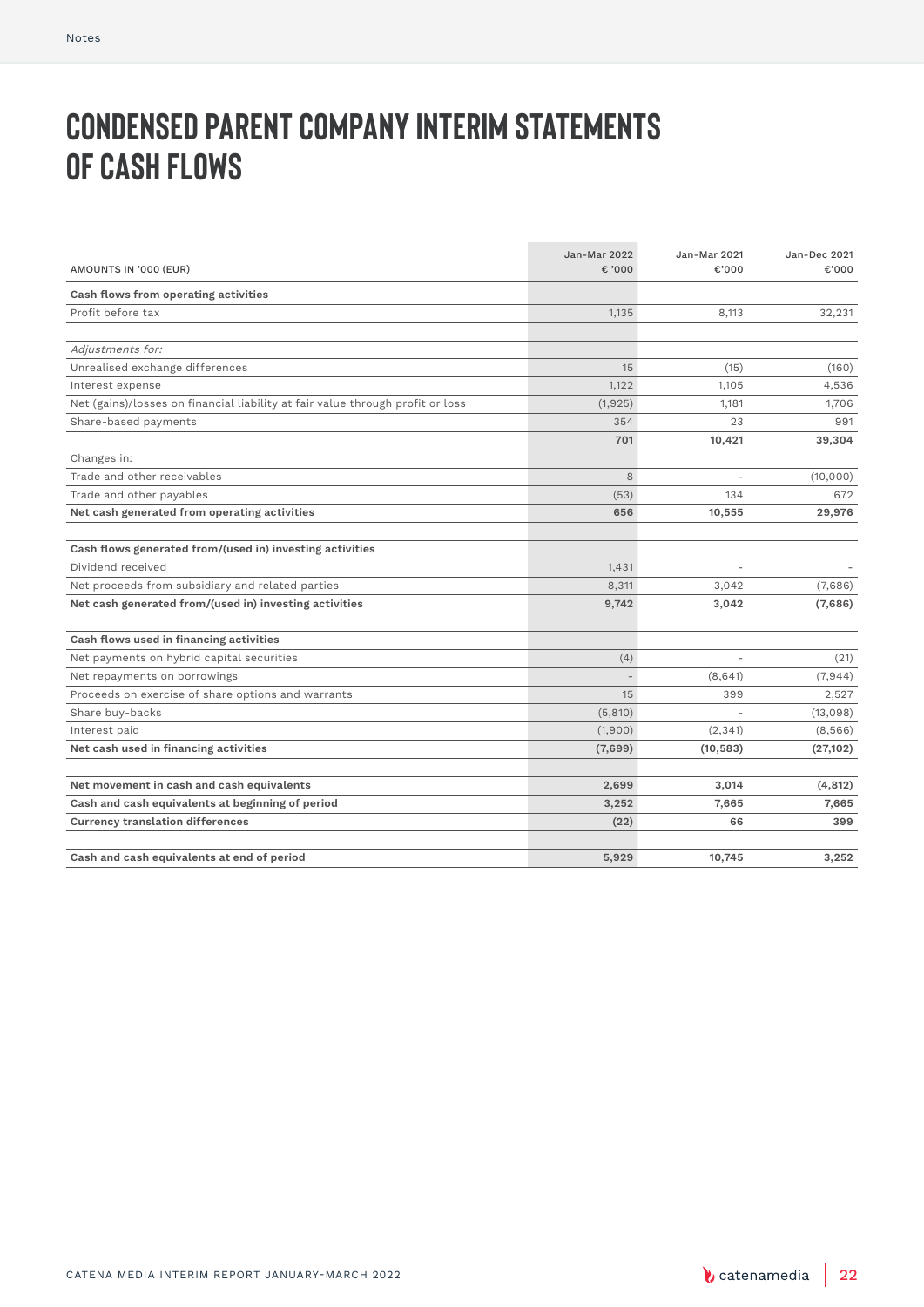# CONDENSED PARENT COMPANY INTERIM STATEMENTS OF CASH FLOWS

| AMOUNTS IN '000 (EUR) | Jan-Mar 2022 € '000 | Jan-Mar 2021 €'000 | Jan-Dec 2021 €'000 |
|---|---|---|---|
| **Cash flows from operating activities** | | | |
| Profit before tax | 1,135 | 8,113 | 32,231 |
| | | | |
| *Adjustments for:* | | | |
| Unrealised exchange differences | 15 | (15) | (160) |
| Interest expense | 1,122 | 1,105 | 4,536 |
| Net (gains)/losses on financial liability at fair value through profit or loss | (1,925) | 1,181 | 1,706 |
| Share-based payments | 354 | 23 | 991 |
| | **701** | **10,421** | **39,304** |
| Changes in: | | | |
| Trade and other receivables | 8 | - | (10,000) |
| Trade and other payables | (53) | 134 | 672 |
| **Net cash generated from operating activities** | **656** | **10,555** | **29,976** |
| | | | |
| **Cash flows generated from/(used in) investing activities** | | | |
| Dividend received | 1,431 | - | - |
| Net proceeds from subsidiary and related parties | 8,311 | 3,042 | (7,686) |
| **Net cash generated from/(used in) investing activities** | **9,742** | **3,042** | **(7,686)** |
| | | | |
| **Cash flows used in financing activities** | | | |
| Net payments on hybrid capital securities | (4) | - | (21) |
| Net repayments on borrowings | - | (8,641) | (7,944) |
| Proceeds on exercise of share options and warrants | 15 | 399 | 2,527 |
| Share buy-backs | (5,810) | - | (13,098) |
| Interest paid | (1,900) | (2,341) | (8,566) |
| **Net cash used in financing activities** | **(7,699)** | **(10,583)** | **(27,102)** |
| | | | |
| **Net movement in cash and cash equivalents** | **2,699** | **3,014** | **(4,812)** |
| **Cash and cash equivalents at beginning of period** | **3,252** | **7,665** | **7,665** |
| **Currency translation differences** | **(22)** | **66** | **399** |
| | | | |
| **Cash and cash equivalents at end of period** | **5,929** | **10,745** | **3,252** |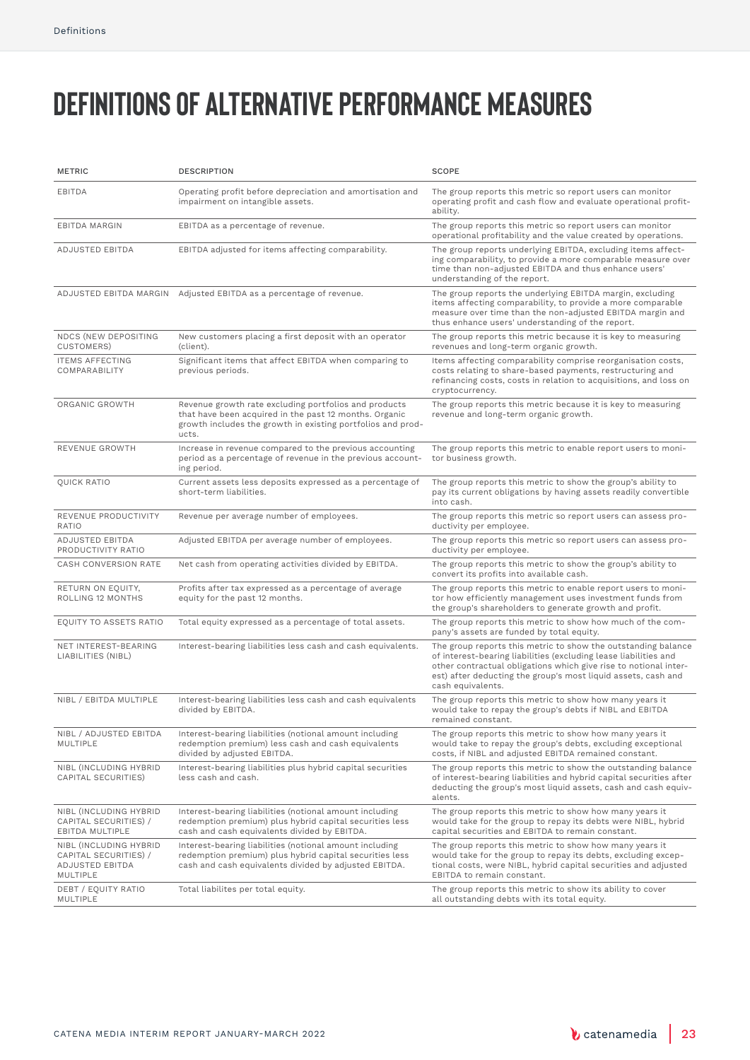# DEFINITIONS OF ALTERNATIVE PERFORMANCE MEASURES

| METRIC | DESCRIPTION | SCOPE |
|---|---|---|
| EBITDA | Operating profit before depreciation and amortisation and impairment on intangible assets. | The group reports this metric so report users can monitor operating profit and cash flow and evaluate operational profitability. |
| EBITDA MARGIN | EBITDA as a percentage of revenue. | The group reports this metric so report users can monitor operational profitability and the value created by operations. |
| ADJUSTED EBITDA | EBITDA adjusted for items affecting comparability. | The group reports underlying EBITDA, excluding items affecting comparability, to provide a more comparable measure over time than non-adjusted EBITDA and thus enhance users' understanding of the report. |
| ADJUSTED EBITDA MARGIN | Adjusted EBITDA as a percentage of revenue. | The group reports the underlying EBITDA margin, excluding items affecting comparability, to provide a more comparable measure over time than the non-adjusted EBITDA margin and thus enhance users' understanding of the report. |
| NDCS (NEW DEPOSITING CUSTOMERS) | New customers placing a first deposit with an operator (client). | The group reports this metric because it is key to measuring revenues and long-term organic growth. |
| ITEMS AFFECTING COMPARABILITY | Significant items that affect EBITDA when comparing to previous periods. | Items affecting comparability comprise reorganisation costs, costs relating to share-based payments, restructuring and refinancing costs, costs in relation to acquisitions, and loss on cryptocurrency. |
| ORGANIC GROWTH | Revenue growth rate excluding portfolios and products that have been acquired in the past 12 months. Organic growth includes the growth in existing portfolios and products. | The group reports this metric because it is key to measuring revenue and long-term organic growth. |
| REVENUE GROWTH | Increase in revenue compared to the previous accounting period as a percentage of revenue in the previous accounting period. | The group reports this metric to enable report users to monitor business growth. |
| QUICK RATIO | Current assets less deposits expressed as a percentage of short-term liabilities. | The group reports this metric to show the group's ability to pay its current obligations by having assets readily convertible into cash. |
| REVENUE PRODUCTIVITY RATIO | Revenue per average number of employees. | The group reports this metric so report users can assess productivity per employee. |
| ADJUSTED EBITDA PRODUCTIVITY RATIO | Adjusted EBITDA per average number of employees. | The group reports this metric so report users can assess productivity per employee. |
| CASH CONVERSION RATE | Net cash from operating activities divided by EBITDA. | The group reports this metric to show the group's ability to convert its profits into available cash. |
| RETURN ON EQUITY, ROLLING 12 MONTHS | Profits after tax expressed as a percentage of average equity for the past 12 months. | The group reports this metric to enable report users to monitor how efficiently management uses investment funds from the group's shareholders to generate growth and profit. |
| EQUITY TO ASSETS RATIO | Total equity expressed as a percentage of total assets. | The group reports this metric to show how much of the company's assets are funded by total equity. |
| NET INTEREST-BEARING LIABILITIES (NIBL) | Interest-bearing liabilities less cash and cash equivalents. | The group reports this metric to show the outstanding balance of interest-bearing liabilities (excluding lease liabilities and other contractual obligations which give rise to notional interest) after deducting the group's most liquid assets, cash and cash equivalents. |
| NIBL / EBITDA MULTIPLE | Interest-bearing liabilities less cash and cash equivalents divided by EBITDA. | The group reports this metric to show how many years it would take to repay the group's debts if NIBL and EBITDA remained constant. |
| NIBL / ADJUSTED EBITDA MULTIPLE | Interest-bearing liabilities (notional amount including redemption premium) less cash and cash equivalents divided by adjusted EBITDA. | The group reports this metric to show how many years it would take to repay the group's debts, excluding exceptional costs, if NIBL and adjusted EBITDA remained constant. |
| NIBL (INCLUDING HYBRID CAPITAL SECURITIES) | Interest-bearing liabilities plus hybrid capital securities less cash and cash. | The group reports this metric to show the outstanding balance of interest-bearing liabilities and hybrid capital securities after deducting the group's most liquid assets, cash and cash equivalents. |
| NIBL (INCLUDING HYBRID CAPITAL SECURITIES) / EBITDA MULTIPLE | Interest-bearing liabilities (notional amount including redemption premium) plus hybrid capital securities less cash and cash equivalents divided by EBITDA. | The group reports this metric to show how many years it would take for the group to repay its debts were NIBL, hybrid capital securities and EBITDA to remain constant. |
| NIBL (INCLUDING HYBRID CAPITAL SECURITIES) / ADJUSTED EBITDA MULTIPLE | Interest-bearing liabilities (notional amount including redemption premium) plus hybrid capital securities less cash and cash equivalents divided by adjusted EBITDA. | The group reports this metric to show how many years it would take for the group to repay its debts, excluding exceptional costs, were NIBL, hybrid capital securities and adjusted EBITDA to remain constant. |
| DEBT / EQUITY RATIO MULTIPLE | Total liabilites per total equity. | The group reports this metric to show its ability to cover all outstanding debts with its total equity. |